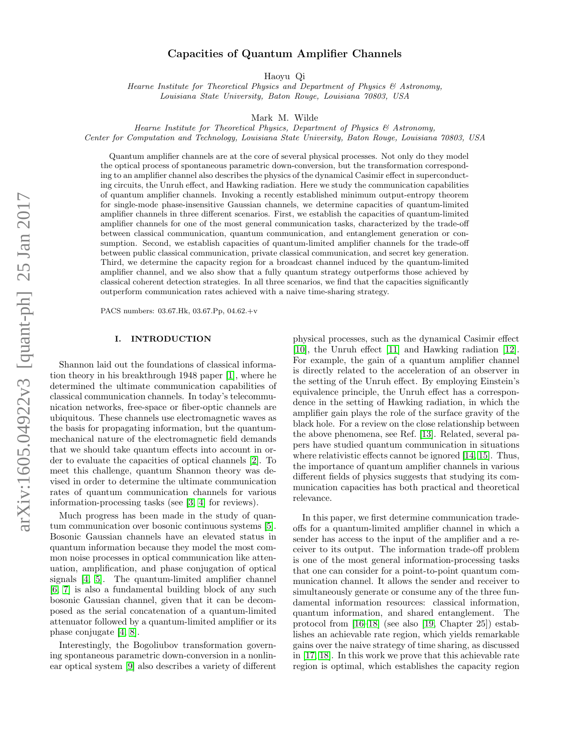# Capacities of Quantum Amplifier Channels

Haoyu Qi

*Hearne Institute for Theoretical Physics and Department of Physics & Astronomy, Louisiana State University, Baton Rouge, Louisiana 70803, USA*

Mark M. Wilde

*Hearne Institute for Theoretical Physics, Department of Physics & Astronomy, Center for Computation and Technology, Louisiana State University, Baton Rouge, Louisiana 70803, USA*

Quantum amplifier channels are at the core of several physical processes. Not only do they model the optical process of spontaneous parametric down-conversion, but the transformation corresponding to an amplifier channel also describes the physics of the dynamical Casimir effect in superconducting circuits, the Unruh effect, and Hawking radiation. Here we study the communication capabilities of quantum amplifier channels. Invoking a recently established minimum output-entropy theorem for single-mode phase-insensitive Gaussian channels, we determine capacities of quantum-limited amplifier channels in three different scenarios. First, we establish the capacities of quantum-limited amplifier channels for one of the most general communication tasks, characterized by the trade-off between classical communication, quantum communication, and entanglement generation or consumption. Second, we establish capacities of quantum-limited amplifier channels for the trade-off between public classical communication, private classical communication, and secret key generation. Third, we determine the capacity region for a broadcast channel induced by the quantum-limited amplifier channel, and we also show that a fully quantum strategy outperforms those achieved by classical coherent detection strategies. In all three scenarios, we find that the capacities significantly outperform communication rates achieved with a naive time-sharing strategy.

PACS numbers: 03.67.Hk, 03.67.Pp, 04.62.+v

## I. INTRODUCTION

Shannon laid out the foundations of classical information theory in his breakthrough 1948 paper [1], where he determined the ultimate communication capabilities of classical communication channels. In today's telecommunication networks, free-space or fiber-optic channels are ubiquitous. These channels use electromagnetic waves as the basis for propagating information, but the quantum-mechanical nature of the electromagnetic field demands that we should take quantum effects into account in order to evaluate the capacities of optical channels [2]. To meet this challenge, quantum Shannon theory was devised in order to determine the ultimate communication rates of quantum communication channels for various information-processing tasks (see [3, 4] for reviews).

Much progress has been made in the study of quantum communication over bosonic continuous systems [5]. Bosonic Gaussian channels have an elevated status in quantum information because they model the most common noise processes in optical communication like attenuation, amplification, and phase conjugation of optical signals [4, 5]. The quantum-limited amplifier channel [6, 7] is also a fundamental building block of any such bosonic Gaussian channel, given that it can be decomposed as the serial concatenation of a quantum-limited attenuator followed by a quantum-limited amplifier or its phase conjugate [4, 8].

Interestingly, the Bogoliubov transformation governing spontaneous parametric down-conversion in a nonlinear optical system [9] also describes a variety of different physical processes, such as the dynamical Casimir effect [10], the Unruh effect [11] and Hawking radiation [12]. For example, the gain of a quantum amplifier channel is directly related to the acceleration of an observer in the setting of the Unruh effect. By employing Einstein's equivalence principle, the Unruh effect has a correspondence in the setting of Hawking radiation, in which the amplifier gain plays the role of the surface gravity of the black hole. For a review on the close relationship between the above phenomena, see Ref. [13]. Related, several papers have studied quantum communication in situations where relativistic effects cannot be ignored [14, 15]. Thus, the importance of quantum amplifier channels in various different fields of physics suggests that studying its communication capacities has both practical and theoretical relevance.

In this paper, we first determine communication trade-offs for a quantum-limited amplifier channel in which a sender has access to the input of the amplifier and a receiver to its output. The information trade-off problem is one of the most general information-processing tasks that one can consider for a point-to-point quantum communication channel. It allows the sender and receiver to simultaneously generate or consume any of the three fundamental information resources: classical information, quantum information, and shared entanglement. The protocol from [16–18] (see also [19, Chapter 25]) establishes an achievable rate region, which yields remarkable gains over the naive strategy of time sharing, as discussed in [17, 18]. In this work we prove that this achievable rate region is optimal, which establishes the capacity region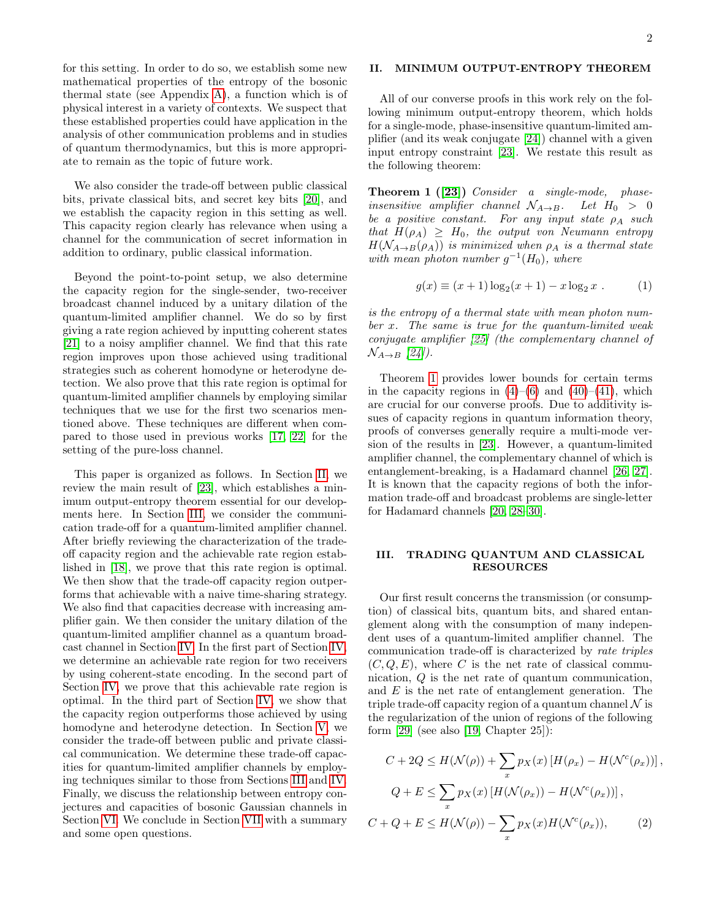for this setting. In order to do so, we establish some new mathematical properties of the entropy of the bosonic thermal state (see Appendix A), a function which is of physical interest in a variety of contexts. We suspect that these established properties could have application in the analysis of other communication problems and in studies of quantum thermodynamics, but this is more appropriate to remain as the topic of future work.

We also consider the trade-off between public classical bits, private classical bits, and secret key bits [20], and we establish the capacity region in this setting as well. This capacity region clearly has relevance when using a channel for the communication of secret information in addition to ordinary, public classical information.

Beyond the point-to-point setup, we also determine the capacity region for the single-sender, two-receiver broadcast channel induced by a unitary dilation of the quantum-limited amplifier channel. We do so by first giving a rate region achieved by inputting coherent states [21] to a noisy amplifier channel. We find that this rate region improves upon those achieved using traditional strategies such as coherent homodyne or heterodyne detection. We also prove that this rate region is optimal for quantum-limited amplifier channels by employing similar techniques that we use for the first two scenarios mentioned above. These techniques are different when compared to those used in previous works [17, 22] for the setting of the pure-loss channel.

This paper is organized as follows. In Section II, we review the main result of [23], which establishes a minimum output-entropy theorem essential for our developments here. In Section III, we consider the communication trade-off for a quantum-limited amplifier channel. After briefly reviewing the characterization of the trade-off capacity region and the achievable rate region established in [18], we prove that this rate region is optimal. We then show that the trade-off capacity region outperforms that achievable with a naive time-sharing strategy. We also find that capacities decrease with increasing amplifier gain. We then consider the unitary dilation of the quantum-limited amplifier channel as a quantum broadcast channel in Section IV. In the first part of Section IV, we determine an achievable rate region for two receivers by using coherent-state encoding. In the second part of Section IV, we prove that this achievable rate region is optimal. In the third part of Section IV, we show that the capacity region outperforms those achieved by using homodyne and heterodyne detection. In Section V, we consider the trade-off between public and private classical communication. We determine these trade-off capacities for quantum-limited amplifier channels by employing techniques similar to those from Sections III and IV. Finally, we discuss the relationship between entropy conjectures and capacities of bosonic Gaussian channels in Section VI. We conclude in Section VII with a summary and some open questions.

## II. MINIMUM OUTPUT-ENTROPY THEOREM

All of our converse proofs in this work rely on the following minimum output-entropy theorem, which holds for a single-mode, phase-insensitive quantum-limited amplifier (and its weak conjugate [24]) channel with a given input entropy constraint [23]. We restate this result as the following theorem:

**Theorem 1 ([23])** *Consider a single-mode, phase-insensitive amplifier channel $\mathcal{N}_{A\to B}$. Let $H_0 > 0$ be a positive constant. For any input state $\rho_A$ such that $H(\rho_A) \geq H_0$, the output von Neumann entropy $H(\mathcal{N}_{A\to B}(\rho_A))$ is minimized when $\rho_A$ is a thermal state with mean photon number $g^{-1}(H_0)$, where*

$$g(x) \equiv (x+1)\log_2(x+1) - x\log_2 x \ . \tag{1}$$

*is the entropy of a thermal state with mean photon number $x$. The same is true for the quantum-limited weak conjugate amplifier [25] (the complementary channel of $\mathcal{N}_{A\to B}$ [24]).*

Theorem 1 provides lower bounds for certain terms in the capacity regions in (4)–(6) and (40)–(41), which are crucial for our converse proofs. Due to additivity issues of capacity regions in quantum information theory, proofs of converses generally require a multi-mode version of the results in [23]. However, a quantum-limited amplifier channel, the complementary channel of which is entanglement-breaking, is a Hadamard channel [26, 27]. It is known that the capacity regions of both the information trade-off and broadcast problems are single-letter for Hadamard channels [20, 28–30].

## III. TRADING QUANTUM AND CLASSICAL RESOURCES

Our first result concerns the transmission (or consumption) of classical bits, quantum bits, and shared entanglement along with the consumption of many independent uses of a quantum-limited amplifier channel. The communication trade-off is characterized by *rate triples* $(C, Q, E)$, where $C$ is the net rate of classical communication, $Q$ is the net rate of quantum communication, and $E$ is the net rate of entanglement generation. The triple trade-off capacity region of a quantum channel $\mathcal{N}$ is the regularization of the union of regions of the following form [29] (see also [19, Chapter 25]):

$$\begin{aligned}
C + 2Q &\leq H(\mathcal{N}(\rho)) + \sum_x p_X(x)\left[H(\rho_x) - H(\mathcal{N}^c(\rho_x))\right], \\
Q + E &\leq \sum_x p_X(x)\left[H(\mathcal{N}(\rho_x)) - H(\mathcal{N}^c(\rho_x))\right], \\
C + Q + E &\leq H(\mathcal{N}(\rho)) - \sum_x p_X(x) H(\mathcal{N}^c(\rho_x)),
\end{aligned} \tag{2}$$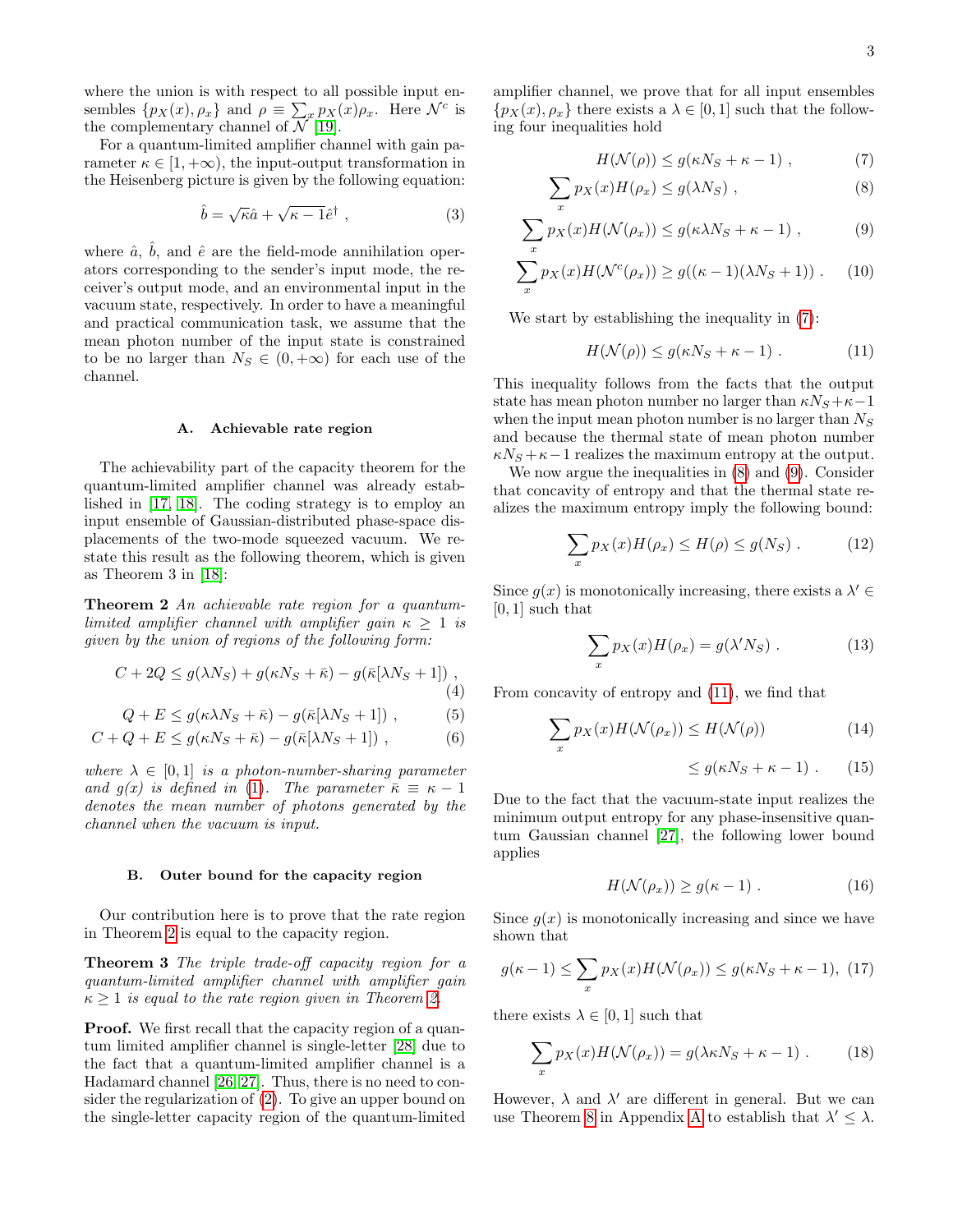where the union is with respect to all possible input ensembles $\{p_X(x), \rho_x\}$ and $\rho \equiv \sum_x p_X(x)\rho_x$. Here $\mathcal{N}^c$ is the complementary channel of $\mathcal{N}$ [19].

For a quantum-limited amplifier channel with gain parameter $\kappa \in [1, +\infty)$, the input-output transformation in the Heisenberg picture is given by the following equation:

$$\hat{b} = \sqrt{\kappa}\hat{a} + \sqrt{\kappa - 1}\hat{e}^\dagger \ , \tag{3}$$

where $\hat{a}$, $\hat{b}$, and $\hat{e}$ are the field-mode annihilation operators corresponding to the sender's input mode, the receiver's output mode, and an environmental input in the vacuum state, respectively. In order to have a meaningful and practical communication task, we assume that the mean photon number of the input state is constrained to be no larger than $N_S \in (0, +\infty)$ for each use of the channel.

### A. Achievable rate region

The achievability part of the capacity theorem for the quantum-limited amplifier channel was already established in [17, 18]. The coding strategy is to employ an input ensemble of Gaussian-distributed phase-space displacements of the two-mode squeezed vacuum. We restate this result as the following theorem, which is given as Theorem 3 in [18]:

**Theorem 2** *An achievable rate region for a quantum-limited amplifier channel with amplifier gain $\kappa \geq 1$ is given by the union of regions of the following form:*

$$C + 2Q \leq g(\lambda N_S) + g(\kappa N_S + \bar{\kappa}) - g(\bar{\kappa}[\lambda N_S + 1]) \ , \tag{4}$$

$$Q + E \leq g(\kappa\lambda N_S + \bar{\kappa}) - g(\bar{\kappa}[\lambda N_S + 1]) \ , \tag{5}$$

$$C + Q + E \leq g(\kappa N_S + \bar{\kappa}) - g(\bar{\kappa}[\lambda N_S + 1]) \ , \tag{6}$$

*where $\lambda \in [0, 1]$ is a photon-number-sharing parameter and $g(x)$ is defined in (1). The parameter $\bar{\kappa} \equiv \kappa - 1$ denotes the mean number of photons generated by the channel when the vacuum is input.*

### B. Outer bound for the capacity region

Our contribution here is to prove that the rate region in Theorem 2 is equal to the capacity region.

**Theorem 3** *The triple trade-off capacity region for a quantum-limited amplifier channel with amplifier gain $\kappa \geq 1$ is equal to the rate region given in Theorem 2.*

**Proof.** We first recall that the capacity region of a quantum limited amplifier channel is single-letter [28] due to the fact that a quantum-limited amplifier channel is a Hadamard channel [26, 27]. Thus, there is no need to consider the regularization of (2). To give an upper bound on the single-letter capacity region of the quantum-limited amplifier channel, we prove that for all input ensembles $\{p_X(x), \rho_x\}$ there exists a $\lambda \in [0, 1]$ such that the following four inequalities hold

$$H(\mathcal{N}(\rho)) \leq g(\kappa N_S + \kappa - 1) \ , \tag{7}$$

$$\sum_x p_X(x) H(\rho_x) \leq g(\lambda N_S) \ , \tag{8}$$

$$\sum_x p_X(x) H(\mathcal{N}(\rho_x)) \leq g(\kappa\lambda N_S + \kappa - 1) \ , \tag{9}$$

$$\sum_x p_X(x) H(\mathcal{N}^c(\rho_x)) \geq g((\kappa - 1)(\lambda N_S + 1)) \ . \tag{10}$$

We start by establishing the inequality in (7):

$$H(\mathcal{N}(\rho)) \leq g(\kappa N_S + \kappa - 1) \ . \tag{11}$$

This inequality follows from the facts that the output state has mean photon number no larger than $\kappa N_S + \kappa - 1$ when the input mean photon number is no larger than $N_S$ and because the thermal state of mean photon number $\kappa N_S + \kappa - 1$ realizes the maximum entropy at the output.

We now argue the inequalities in (8) and (9). Consider that concavity of entropy and that the thermal state realizes the maximum entropy imply the following bound:

$$\sum_x p_X(x) H(\rho_x) \leq H(\rho) \leq g(N_S) \ . \tag{12}$$

Since $g(x)$ is monotonically increasing, there exists a $\lambda' \in [0, 1]$ such that

$$\sum_x p_X(x) H(\rho_x) = g(\lambda' N_S) \ . \tag{13}$$

From concavity of entropy and (11), we find that

$$\sum_x p_X(x) H(\mathcal{N}(\rho_x)) \leq H(\mathcal{N}(\rho)) \tag{14}$$

$$\leq g(\kappa N_S + \kappa - 1) \ . \tag{15}$$

Due to the fact that the vacuum-state input realizes the minimum output entropy for any phase-insensitive quantum Gaussian channel [27], the following lower bound applies

$$H(\mathcal{N}(\rho_x)) \geq g(\kappa - 1) \ . \tag{16}$$

Since $g(x)$ is monotonically increasing and since we have shown that

$$g(\kappa - 1) \leq \sum_x p_X(x) H(\mathcal{N}(\rho_x)) \leq g(\kappa N_S + \kappa - 1), \tag{17}$$

there exists $\lambda \in [0, 1]$ such that

$$\sum_x p_X(x) H(\mathcal{N}(\rho_x)) = g(\lambda\kappa N_S + \kappa - 1) \ . \tag{18}$$

However, $\lambda$ and $\lambda'$ are different in general. But we can use Theorem 8 in Appendix A to establish that $\lambda' \leq \lambda$.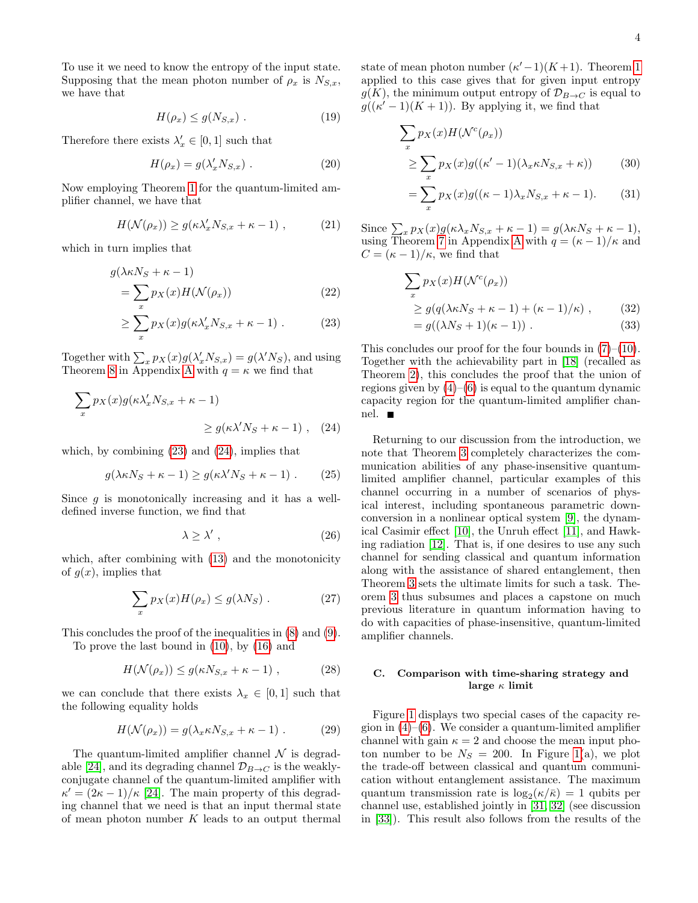To use it we need to know the entropy of the input state. Supposing that the mean photon number of $\rho_x$ is $N_{S,x}$, we have that

$$H(\rho_x) \leq g(N_{S,x}) \ . \tag{19}$$

Therefore there exists $\lambda'_x \in [0,1]$ such that

$$H(\rho_x) = g(\lambda'_x N_{S,x}) \ . \tag{20}$$

Now employing Theorem 1 for the quantum-limited amplifier channel, we have that

$$H(\mathcal{N}(\rho_x)) \geq g(\kappa \lambda'_x N_{S,x} + \kappa - 1) \ , \tag{21}$$

which in turn implies that

$$\begin{aligned} g(\lambda \kappa N_S + \kappa - 1) \\ = \sum_x p_X(x) H(\mathcal{N}(\rho_x)) \qquad (22) \\ \geq \sum_x p_X(x) g(\kappa \lambda'_x N_{S,x} + \kappa - 1) \ . \qquad (23) \end{aligned}$$

Together with $\sum_x p_X(x) g(\lambda'_x N_{S,x}) = g(\lambda' N_S)$, and using Theorem 8 in Appendix A with $q = \kappa$ we find that

$$\sum_x p_X(x) g(\kappa \lambda'_x N_{S,x} + \kappa - 1) \geq g(\kappa \lambda' N_S + \kappa - 1) \ , \tag{24}$$

which, by combining (23) and (24), implies that

$$g(\lambda \kappa N_S + \kappa - 1) \geq g(\kappa \lambda' N_S + \kappa - 1) \ . \tag{25}$$

Since $g$ is monotonically increasing and it has a well-defined inverse function, we find that

$$\lambda \geq \lambda' \ , \tag{26}$$

which, after combining with (13) and the monotonicity of $g(x)$, implies that

$$\sum_x p_X(x) H(\rho_x) \leq g(\lambda N_S) \ . \tag{27}$$

This concludes the proof of the inequalities in (8) and (9).

To prove the last bound in (10), by (16) and

$$H(\mathcal{N}(\rho_x)) \leq g(\kappa N_{S,x} + \kappa - 1) \ , \tag{28}$$

we can conclude that there exists $\lambda_x \in [0,1]$ such that the following equality holds

$$H(\mathcal{N}(\rho_x)) = g(\lambda_x \kappa N_{S,x} + \kappa - 1) \ . \tag{29}$$

The quantum-limited amplifier channel $\mathcal{N}$ is degradable [24], and its degrading channel $\mathcal{D}_{B\to C}$ is the weakly-conjugate channel of the quantum-limited amplifier with $\kappa' = (2\kappa - 1)/\kappa$ [24]. The main property of this degrading channel that we need is that an input thermal state of mean photon number $K$ leads to an output thermal state of mean photon number $(\kappa' - 1)(K+1)$. Theorem 1 applied to this case gives that for given input entropy $g(K)$, the minimum output entropy of $\mathcal{D}_{B\to C}$ is equal to $g((\kappa' - 1)(K+1))$. By applying it, we find that

$$\begin{aligned} \sum_x p_X(x) H(\mathcal{N}^c(\rho_x)) \\ \geq \sum_x p_X(x) g((\kappa' - 1)(\lambda_x \kappa N_{S,x} + \kappa)) \qquad (30) \\ = \sum_x p_X(x) g((\kappa - 1)\lambda_x N_{S,x} + \kappa - 1). \qquad (31) \end{aligned}$$

Since $\sum_x p_X(x) g(\kappa \lambda_x N_{S,x} + \kappa - 1) = g(\lambda \kappa N_S + \kappa - 1)$, using Theorem 7 in Appendix A with $q = (\kappa - 1)/\kappa$ and $C = (\kappa - 1)/\kappa$, we find that

$$\begin{aligned} \sum_x p_X(x) H(\mathcal{N}^c(\rho_x)) \\ \geq g(q(\lambda \kappa N_S + \kappa - 1) + (\kappa - 1)/\kappa) \ , \qquad (32) \\ = g((\lambda N_S + 1)(\kappa - 1)) \ . \qquad (33) \end{aligned}$$

This concludes our proof for the four bounds in (7)–(10). Together with the achievability part in [18] (recalled as Theorem 2), this concludes the proof that the union of regions given by (4)–(6) is equal to the quantum dynamic capacity region for the quantum-limited amplifier channel. ■

Returning to our discussion from the introduction, we note that Theorem 3 completely characterizes the communication abilities of any phase-insensitive quantum-limited amplifier channel, particular examples of this channel occurring in a number of scenarios of physical interest, including spontaneous parametric down-conversion in a nonlinear optical system [9], the dynamical Casimir effect [10], the Unruh effect [11], and Hawking radiation [12]. That is, if one desires to use any such channel for sending classical and quantum information along with the assistance of shared entanglement, then Theorem 3 sets the ultimate limits for such a task. Theorem 3 thus subsumes and places a capstone on much previous literature in quantum information having to do with capacities of phase-insensitive, quantum-limited amplifier channels.

### C. Comparison with time-sharing strategy and large $\kappa$ limit

Figure 1 displays two special cases of the capacity region in (4)–(6). We consider a quantum-limited amplifier channel with gain $\kappa = 2$ and choose the mean input photon number to be $N_S = 200$. In Figure 1(a), we plot the trade-off between classical and quantum communication without entanglement assistance. The maximum quantum transmission rate is $\log_2(\kappa/\bar{\kappa}) = 1$ qubits per channel use, established jointly in [31, 32] (see discussion in [33]). This result also follows from the results of the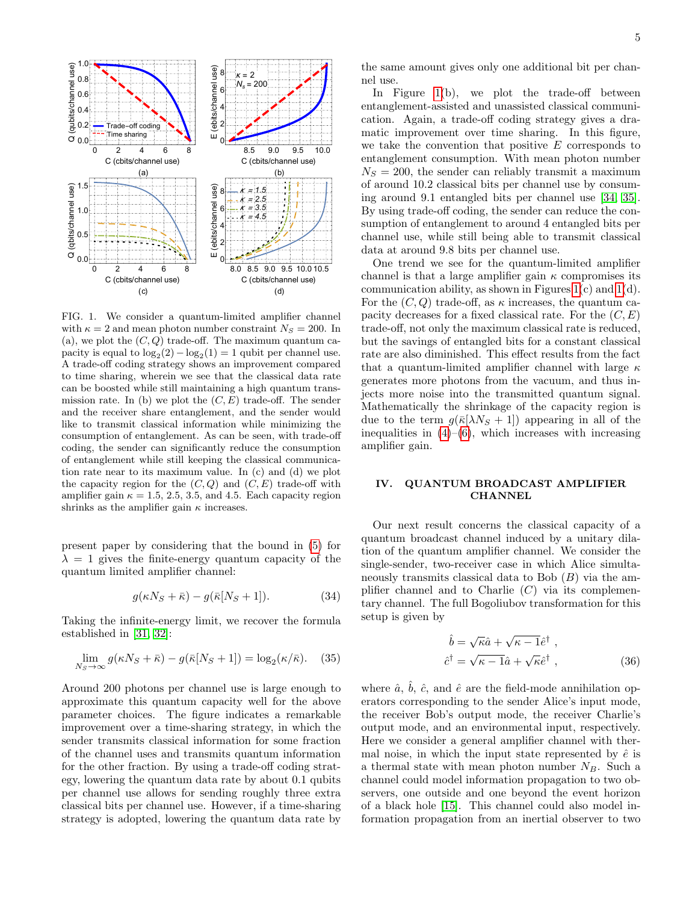FIG. 1. We consider a quantum-limited amplifier channel with $\kappa = 2$ and mean photon number constraint $N_S = 200$. In (a), we plot the $(C, Q)$ trade-off. The maximum quantum capacity is equal to $\log_2(2) - \log_2(1) = 1$ qubit per channel use. A trade-off coding strategy shows an improvement compared to time sharing, wherein we see that the classical data rate can be boosted while still maintaining a high quantum transmission rate. In (b) we plot the $(C, E)$ trade-off. The sender and the receiver share entanglement, and the sender would like to transmit classical information while minimizing the consumption of entanglement. As can be seen, with trade-off coding, the sender can significantly reduce the consumption of entanglement while still keeping the classical communication rate near to its maximum value. In (c) and (d) we plot the capacity region for the $(C, Q)$ and $(C, E)$ trade-off with amplifier gain $\kappa = 1.5$, 2.5, 3.5, and 4.5. Each capacity region shrinks as the amplifier gain $\kappa$ increases.

present paper by considering that the bound in (5) for $\lambda = 1$ gives the finite-energy quantum capacity of the quantum limited amplifier channel:

$$g(\kappa N_S + \bar{\kappa}) - g(\bar{\kappa}[N_S + 1]). \tag{34}$$

Taking the infinite-energy limit, we recover the formula established in [31, 32]:

$$\lim_{N_S \to \infty} g(\kappa N_S + \bar{\kappa}) - g(\bar{\kappa}[N_S + 1]) = \log_2(\kappa/\bar{\kappa}). \tag{35}$$

Around 200 photons per channel use is large enough to approximate this quantum capacity well for the above parameter choices. The figure indicates a remarkable improvement over a time-sharing strategy, in which the sender transmits classical information for some fraction of the channel uses and transmits quantum information for the other fraction. By using a trade-off coding strategy, lowering the quantum data rate by about 0.1 qubits per channel use allows for sending roughly three extra classical bits per channel use. However, if a time-sharing strategy is adopted, lowering the quantum data rate by the same amount gives only one additional bit per channel use.

In Figure 1(b), we plot the trade-off between entanglement-assisted and unassisted classical communication. Again, a trade-off coding strategy gives a dramatic improvement over time sharing. In this figure, we take the convention that positive $E$ corresponds to entanglement consumption. With mean photon number $N_S = 200$, the sender can reliably transmit a maximum of around 10.2 classical bits per channel use by consuming around 9.1 entangled bits per channel use [34, 35]. By using trade-off coding, the sender can reduce the consumption of entanglement to around 4 entangled bits per channel use, while still being able to transmit classical data at around 9.8 bits per channel use.

One trend we see for the quantum-limited amplifier channel is that a large amplifier gain $\kappa$ compromises its communication ability, as shown in Figures 1(c) and 1(d). For the $(C, Q)$ trade-off, as $\kappa$ increases, the quantum capacity decreases for a fixed classical rate. For the $(C, E)$ trade-off, not only the maximum classical rate is reduced, but the savings of entangled bits for a constant classical rate are also diminished. This effect results from the fact that a quantum-limited amplifier channel with large $\kappa$ generates more photons from the vacuum, and thus injects more noise into the transmitted quantum signal. Mathematically the shrinkage of the capacity region is due to the term $g(\bar{\kappa}[\lambda N_S + 1])$ appearing in all of the inequalities in (4)–(6), which increases with increasing amplifier gain.

## IV. QUANTUM BROADCAST AMPLIFIER CHANNEL

Our next result concerns the classical capacity of a quantum broadcast channel induced by a unitary dilation of the quantum amplifier channel. We consider the single-sender, two-receiver case in which Alice simultaneously transmits classical data to Bob $(B)$ via the amplifier channel and to Charlie $(C)$ via its complementary channel. The full Bogoliubov transformation for this setup is given by

$$\begin{aligned} \hat{b} &= \sqrt{\kappa}\hat{a} + \sqrt{\kappa - 1}\hat{e}^\dagger \ , \\ \hat{c}^\dagger &= \sqrt{\kappa - 1}\hat{a} + \sqrt{\kappa}\hat{e}^\dagger \ , \end{aligned} \tag{36}$$

where $\hat{a}$, $\hat{b}$, $\hat{c}$, and $\hat{e}$ are the field-mode annihilation operators corresponding to the sender Alice's input mode, the receiver Bob's output mode, the receiver Charlie's output mode, and an environmental input, respectively. Here we consider a general amplifier channel with thermal noise, in which the input state represented by $\hat{e}$ is a thermal state with mean photon number $N_B$. Such a channel could model information propagation to two observers, one outside and one beyond the event horizon of a black hole [15]. This channel could also model information propagation from an inertial observer to two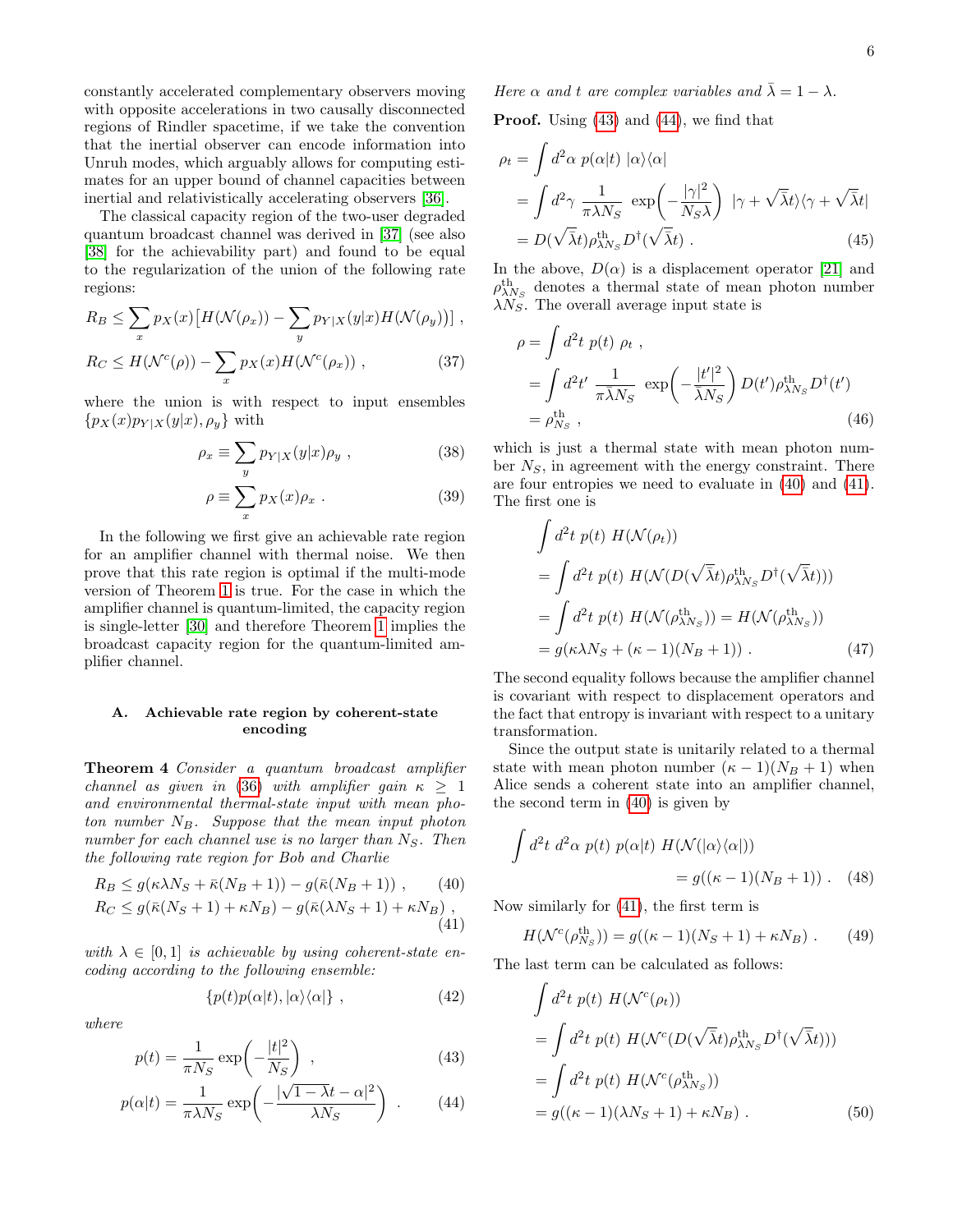constantly accelerated complementary observers moving with opposite accelerations in two causally disconnected regions of Rindler spacetime, if we take the convention that the inertial observer can encode information into Unruh modes, which arguably allows for computing estimates for an upper bound of channel capacities between inertial and relativistically accelerating observers [36].

The classical capacity region of the two-user degraded quantum broadcast channel was derived in [37] (see also [38] for the achievability part) and found to be equal to the regularization of the union of the following rate regions:

$$R_B \leq \sum_x p_X(x)\big[H(\mathcal{N}(\rho_x)) - \sum_y p_{Y|X}(y|x) H(\mathcal{N}(\rho_y))\big] \,,$$
$$R_C \leq H(\mathcal{N}^c(\rho)) - \sum_x p_X(x) H(\mathcal{N}^c(\rho_x)) \,, \tag{37}$$

where the union is with respect to input ensembles $\{p_X(x)p_{Y|X}(y|x), \rho_y\}$ with

$$\rho_x \equiv \sum_y p_{Y|X}(y|x)\rho_y \,, \tag{38}$$

$$\rho \equiv \sum_x p_X(x)\rho_x \,. \tag{39}$$

In the following we first give an achievable rate region for an amplifier channel with thermal noise. We then prove that this rate region is optimal if the multi-mode version of Theorem 1 is true. For the case in which the amplifier channel is quantum-limited, the capacity region is single-letter [30] and therefore Theorem 1 implies the broadcast capacity region for the quantum-limited amplifier channel.

### A. Achievable rate region by coherent-state encoding

**Theorem 4** *Consider a quantum broadcast amplifier channel as given in (36) with amplifier gain $\kappa \geq 1$ and environmental thermal-state input with mean photon number $N_B$. Suppose that the mean input photon number for each channel use is no larger than $N_S$. Then the following rate region for Bob and Charlie*

$$R_B \leq g(\kappa\lambda N_S + \bar{\kappa}(N_B+1)) - g(\bar{\kappa}(N_B+1)) \,, \tag{40}$$
$$R_C \leq g(\bar{\kappa}(N_S+1) + \kappa N_B) - g(\bar{\kappa}(\lambda N_S+1) + \kappa N_B) \,, \tag{41}$$

*with $\lambda \in [0,1]$ is achievable by using coherent-state encoding according to the following ensemble:*

$$\{p(t)p(\alpha|t), |\alpha\rangle\langle\alpha|\} \,, \tag{42}$$

*where*

$$p(t) = \frac{1}{\pi N_S}\exp\!\left(-\frac{|t|^2}{N_S}\right) \,, \tag{43}$$

$$p(\alpha|t) = \frac{1}{\pi\lambda N_S}\exp\!\left(-\frac{|\sqrt{1-\lambda}t - \alpha|^2}{\lambda N_S}\right) \,. \tag{44}$$

*Here $\alpha$ and $t$ are complex variables and $\bar{\lambda} = 1-\lambda$.*

**Proof.** Using (43) and (44), we find that

$$\begin{aligned}
\rho_t &= \int d^2\alpha \; p(\alpha|t)\; |\alpha\rangle\langle\alpha| \\
&= \int d^2\gamma \; \frac{1}{\pi\lambda N_S}\; \exp\!\left(-\frac{|\gamma|^2}{N_S\lambda}\right)\; |\gamma + \sqrt{\bar{\lambda}}t\rangle\langle\gamma + \sqrt{\bar{\lambda}}t| \\
&= D(\sqrt{\bar{\lambda}}t)\rho^{\text{th}}_{\lambda N_S} D^\dagger(\sqrt{\bar{\lambda}}t) \,.
\end{aligned} \tag{45}$$

In the above, $D(\alpha)$ is a displacement operator [21] and $\rho^{\text{th}}_{\lambda N_S}$ denotes a thermal state of mean photon number $\lambda N_S$. The overall average input state is

$$\begin{aligned}
\rho &= \int d^2t \; p(t)\; \rho_t \,, \\
&= \int d^2t' \; \frac{1}{\pi\bar{\lambda}N_S}\; \exp\!\left(-\frac{|t'|^2}{\bar{\lambda}N_S}\right) D(t')\rho^{\text{th}}_{\lambda N_S} D^\dagger(t') \\
&= \rho^{\text{th}}_{N_S} \,,
\end{aligned} \tag{46}$$

which is just a thermal state with mean photon number $N_S$, in agreement with the energy constraint. There are four entropies we need to evaluate in (40) and (41). The first one is

$$\begin{aligned}
&\int d^2t \; p(t)\; H(\mathcal{N}(\rho_t)) \\
&= \int d^2t \; p(t)\; H(\mathcal{N}(D(\sqrt{\bar{\lambda}}t)\rho^{\text{th}}_{\lambda N_S} D^\dagger(\sqrt{\bar{\lambda}}t))) \\
&= \int d^2t \; p(t)\; H(\mathcal{N}(\rho^{\text{th}}_{\lambda N_S})) = H(\mathcal{N}(\rho^{\text{th}}_{\lambda N_S})) \\
&= g(\kappa\lambda N_S + (\kappa-1)(N_B+1)) \,.
\end{aligned} \tag{47}$$

The second equality follows because the amplifier channel is covariant with respect to displacement operators and the fact that entropy is invariant with respect to a unitary transformation.

Since the output state is unitarily related to a thermal state with mean photon number $(\kappa-1)(N_B+1)$ when Alice sends a coherent state into an amplifier channel, the second term in (40) is given by

$$\int d^2t \; d^2\alpha \; p(t)\; p(\alpha|t)\; H(\mathcal{N}(|\alpha\rangle\langle\alpha|)) = g((\kappa-1)(N_B+1)) \,. \tag{48}$$

Now similarly for (41), the first term is

$$H(\mathcal{N}^c(\rho^{\text{th}}_{N_S})) = g((\kappa-1)(N_S+1) + \kappa N_B) \,. \tag{49}$$

The last term can be calculated as follows:

$$\begin{aligned}
&\int d^2t \; p(t)\; H(\mathcal{N}^c(\rho_t)) \\
&= \int d^2t \; p(t)\; H(\mathcal{N}^c(D(\sqrt{\bar{\lambda}}t)\rho^{\text{th}}_{\lambda N_S} D^\dagger(\sqrt{\bar{\lambda}}t))) \\
&= \int d^2t \; p(t)\; H(\mathcal{N}^c(\rho^{\text{th}}_{\lambda N_S})) \\
&= g((\kappa-1)(\lambda N_S+1) + \kappa N_B) \,.
\end{aligned} \tag{50}$$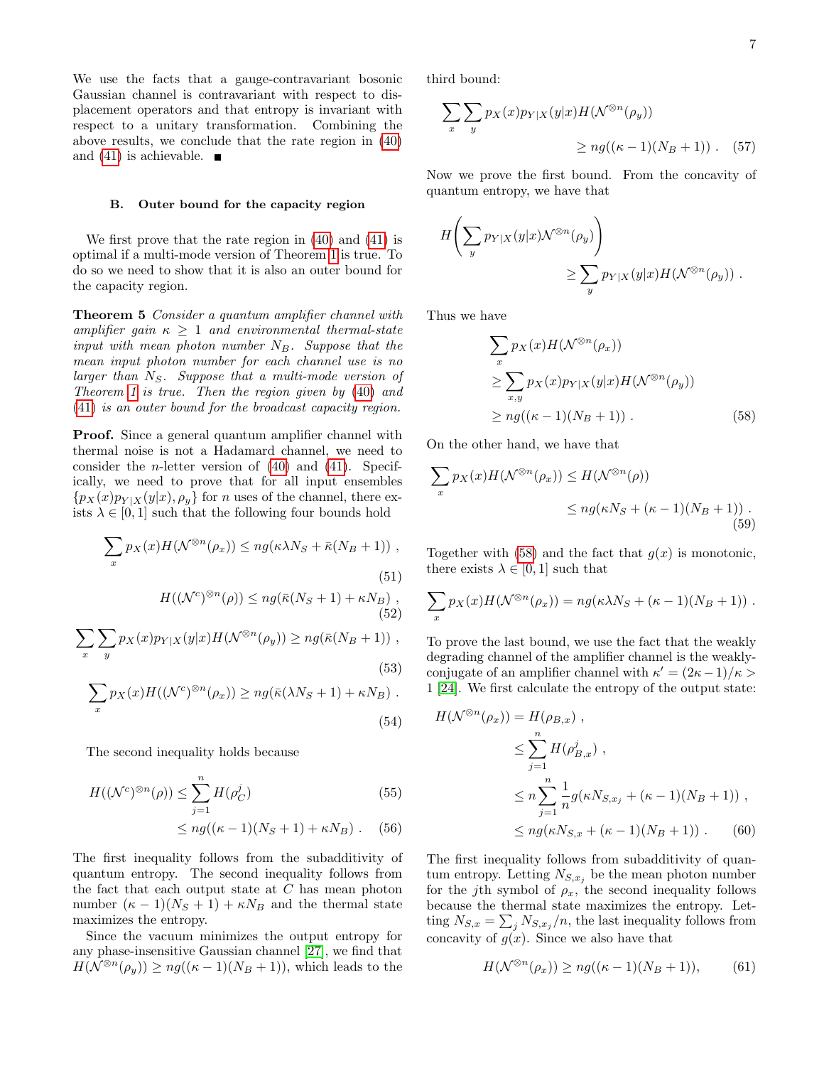We use the facts that a gauge-contravariant bosonic Gaussian channel is contravariant with respect to displacement operators and that entropy is invariant with respect to a unitary transformation. Combining the above results, we conclude that the rate region in (40) and (41) is achievable. ■

### B. Outer bound for the capacity region

We first prove that the rate region in (40) and (41) is optimal if a multi-mode version of Theorem 1 is true. To do so we need to show that it is also an outer bound for the capacity region.

**Theorem 5** *Consider a quantum amplifier channel with amplifier gain $\kappa \geq 1$ and environmental thermal-state input with mean photon number $N_B$. Suppose that the mean input photon number for each channel use is no larger than $N_S$. Suppose that a multi-mode version of Theorem 1 is true. Then the region given by (40) and (41) is an outer bound for the broadcast capacity region.*

**Proof.** Since a general quantum amplifier channel with thermal noise is not a Hadamard channel, we need to consider the $n$-letter version of (40) and (41). Specifically, we need to prove that for all input ensembles $\{p_X(x)p_{Y|X}(y|x), \rho_y\}$ for $n$ uses of the channel, there exists $\lambda \in [0, 1]$ such that the following four bounds hold

$$\sum_x p_X(x) H(\mathcal{N}^{\otimes n}(\rho_x)) \leq ng(\kappa\lambda N_S + \bar{\kappa}(N_B + 1)) \ , \tag{51}$$

$$H((\mathcal{N}^c)^{\otimes n}(\rho)) \leq ng(\bar{\kappa}(N_S + 1) + \kappa N_B) \ , \tag{52}$$

$$\sum_x \sum_y p_X(x)p_{Y|X}(y|x) H(\mathcal{N}^{\otimes n}(\rho_y)) \geq ng(\bar{\kappa}(N_B + 1)) \ , \tag{53}$$

$$\sum_x p_X(x) H((\mathcal{N}^c)^{\otimes n}(\rho_x)) \geq ng(\bar{\kappa}(\lambda N_S + 1) + \kappa N_B) \ . \tag{54}$$

The second inequality holds because

$$\begin{aligned} H((\mathcal{N}^c)^{\otimes n}(\rho)) &\leq \sum_{j=1}^{n} H(\rho_C^j) & (55)\\ &\leq ng((\kappa-1)(N_S+1) + \kappa N_B) \ . & (56) \end{aligned}$$

The first inequality follows from the subadditivity of quantum entropy. The second inequality follows from the fact that each output state at $C$ has mean photon number $(\kappa - 1)(N_S + 1) + \kappa N_B$ and the thermal state maximizes the entropy.

Since the vacuum minimizes the output entropy for any phase-insensitive Gaussian channel [27], we find that $H(\mathcal{N}^{\otimes n}(\rho_y)) \geq ng((\kappa - 1)(N_B + 1))$, which leads to the third bound:

$$\sum_x \sum_y p_X(x)p_{Y|X}(y|x) H(\mathcal{N}^{\otimes n}(\rho_y)) \geq ng((\kappa - 1)(N_B + 1)) \ . \tag{57}$$

Now we prove the first bound. From the concavity of quantum entropy, we have that

$$H\left(\sum_y p_{Y|X}(y|x)\mathcal{N}^{\otimes n}(\rho_y)\right) \geq \sum_y p_{Y|X}(y|x) H(\mathcal{N}^{\otimes n}(\rho_y)) \ .$$

Thus we have

$$\begin{aligned} &\sum_x p_X(x) H(\mathcal{N}^{\otimes n}(\rho_x)) \\ &\geq \sum_{x,y} p_X(x)p_{Y|X}(y|x) H(\mathcal{N}^{\otimes n}(\rho_y)) \\ &\geq ng((\kappa - 1)(N_B + 1)) \ . \end{aligned} \tag{58}$$

On the other hand, we have that

$$\sum_x p_X(x) H(\mathcal{N}^{\otimes n}(\rho_x)) \leq H(\mathcal{N}^{\otimes n}(\rho)) \leq ng(\kappa N_S + (\kappa - 1)(N_B + 1)) \ . \tag{59}$$

Together with (58) and the fact that $g(x)$ is monotonic, there exists $\lambda \in [0, 1]$ such that

$$\sum_x p_X(x) H(\mathcal{N}^{\otimes n}(\rho_x)) = ng(\kappa\lambda N_S + (\kappa - 1)(N_B + 1)) \ .$$

To prove the last bound, we use the fact that the weakly degrading channel of the amplifier channel is the weakly-conjugate of an amplifier channel with $\kappa' = (2\kappa - 1)/\kappa > 1$ [24]. We first calculate the entropy of the output state:

$$\begin{aligned} H(\mathcal{N}^{\otimes n}(\rho_x)) &= H(\rho_{B,x}) \ , \\ &\leq \sum_{j=1}^{n} H(\rho_{B,x}^j) \ , \\ &\leq n \sum_{j=1}^{n} \frac{1}{n} g(\kappa N_{S,x_j} + (\kappa - 1)(N_B + 1)) \ , \\ &\leq ng(\kappa N_{S,x} + (\kappa - 1)(N_B + 1)) \ . \end{aligned} \tag{60}$$

The first inequality follows from subadditivity of quantum entropy. Letting $N_{S,x_j}$ be the mean photon number for the $j$th symbol of $\rho_x$, the second inequality follows because the thermal state maximizes the entropy. Letting $N_{S,x} = \sum_j N_{S,x_j}/n$, the last inequality follows from concavity of $g(x)$. Since we also have that

$$H(\mathcal{N}^{\otimes n}(\rho_x)) \geq ng((\kappa - 1)(N_B + 1)), \tag{61}$$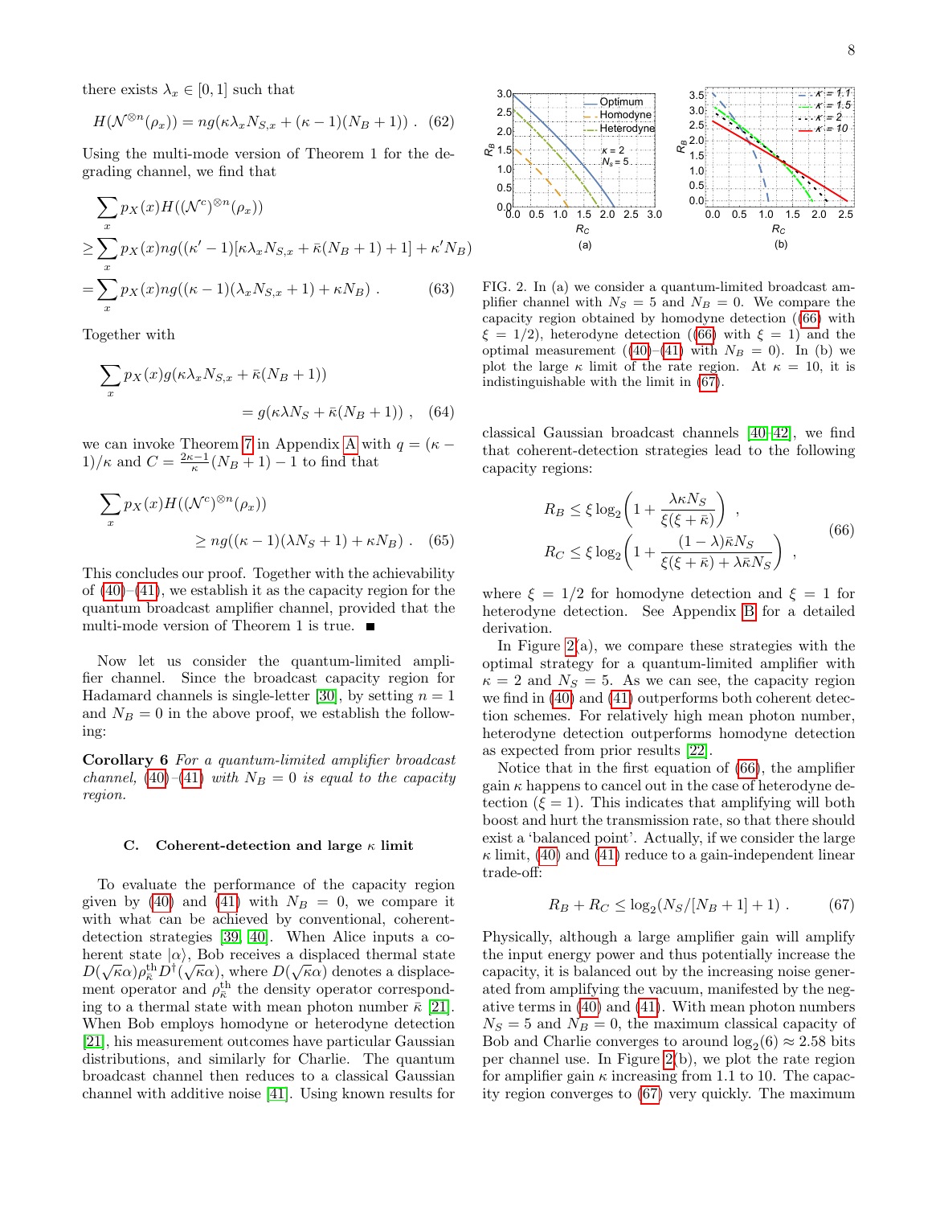there exists $\lambda_x \in [0,1]$ such that

$$H(\mathcal{N}^{\otimes n}(\rho_x)) = ng(\kappa\lambda_x N_{S,x} + (\kappa-1)(N_B+1)) \ . \quad (62)$$

Using the multi-mode version of Theorem 1 for the degrading channel, we find that

$$\begin{aligned}
&\sum_x p_X(x) H((\mathcal{N}^c)^{\otimes n}(\rho_x)) \\
&\geq \sum_x p_X(x) ng((\kappa'-1)[\kappa\lambda_x N_{S,x} + \bar{\kappa}(N_B+1)+1] + \kappa' N_B) \\
&= \sum_x p_X(x) ng((\kappa-1)(\lambda_x N_{S,x}+1) + \kappa N_B) \ . \quad (63)
\end{aligned}$$

Together with

$$\begin{aligned}
&\sum_x p_X(x) g(\kappa\lambda_x N_{S,x} + \bar{\kappa}(N_B+1)) \\
&\qquad\qquad = g(\kappa\lambda N_S + \bar{\kappa}(N_B+1)) \ , \quad (64)
\end{aligned}$$

we can invoke Theorem 7 in Appendix A with $q = (\kappa-1)/\kappa$ and $C = \frac{2\kappa-1}{\kappa}(N_B+1) - 1$ to find that

$$\begin{aligned}
&\sum_x p_X(x) H((\mathcal{N}^c)^{\otimes n}(\rho_x)) \\
&\qquad\qquad \geq ng((\kappa-1)(\lambda N_S+1) + \kappa N_B) \ . \quad (65)
\end{aligned}$$

This concludes our proof. Together with the achievability of (40)–(41), we establish it as the capacity region for the quantum broadcast amplifier channel, provided that the multi-mode version of Theorem 1 is true. ■

Now let us consider the quantum-limited amplifier channel. Since the broadcast capacity region for Hadamard channels is single-letter [30], by setting $n=1$ and $N_B = 0$ in the above proof, we establish the following:

**Corollary 6** *For a quantum-limited amplifier broadcast channel,* (40)–(41) *with* $N_B = 0$ *is equal to the capacity region.*

### C. Coherent-detection and large $\kappa$ limit

To evaluate the performance of the capacity region given by (40) and (41) with $N_B = 0$, we compare it with what can be achieved by conventional, coherent-detection strategies [39, 40]. When Alice inputs a coherent state $|\alpha\rangle$, Bob receives a displaced thermal state $D(\sqrt{\kappa}\alpha)\rho_{\bar{\kappa}}^{\rm th} D^\dagger(\sqrt{\kappa}\alpha)$, where $D(\sqrt{\kappa}\alpha)$ denotes a displacement operator and $\rho_{\bar{\kappa}}^{\rm th}$ the density operator corresponding to a thermal state with mean photon number $\bar{\kappa}$ [21]. When Bob employs homodyne or heterodyne detection [21], his measurement outcomes have particular Gaussian distributions, and similarly for Charlie. The quantum broadcast channel then reduces to a classical Gaussian channel with additive noise [41]. Using known results for classical Gaussian broadcast channels [40–42], we find that coherent-detection strategies lead to the following capacity regions:

$$\begin{aligned}
R_B &\leq \xi \log_2\left(1 + \frac{\lambda\kappa N_S}{\xi(\xi+\bar{\kappa})}\right) \ , \\
R_C &\leq \xi \log_2\left(1 + \frac{(1-\lambda)\bar{\kappa} N_S}{\xi(\xi+\bar{\kappa}) + \lambda\bar{\kappa} N_S}\right) \ ,
\end{aligned} \quad (66)$$

where $\xi = 1/2$ for homodyne detection and $\xi = 1$ for heterodyne detection. See Appendix B for a detailed derivation.

In Figure 2(a), we compare these strategies with the optimal strategy for a quantum-limited amplifier with $\kappa = 2$ and $N_S = 5$. As we can see, the capacity region we find in (40) and (41) outperforms both coherent detection schemes. For relatively high mean photon number, heterodyne detection outperforms homodyne detection as expected from prior results [22].

Notice that in the first equation of (66), the amplifier gain $\kappa$ happens to cancel out in the case of heterodyne detection ($\xi = 1$). This indicates that amplifying will both boost and hurt the transmission rate, so that there should exist a 'balanced point'. Actually, if we consider the large $\kappa$ limit, (40) and (41) reduce to a gain-independent linear trade-off:

$$R_B + R_C \leq \log_2(N_S/[N_B+1]+1) \ . \quad (67)$$

Physically, although a large amplifier gain will amplify the input energy power and thus potentially increase the capacity, it is balanced out by the increasing noise generated from amplifying the vacuum, manifested by the negative terms in (40) and (41). With mean photon numbers $N_S = 5$ and $N_B = 0$, the maximum classical capacity of Bob and Charlie converges to around $\log_2(6) \approx 2.58$ bits per channel use. In Figure 2(b), we plot the rate region for amplifier gain $\kappa$ increasing from 1.1 to 10. The capacity region converges to (67) very quickly. The maximum

FIG. 2. In (a) we consider a quantum-limited broadcast amplifier channel with $N_S = 5$ and $N_B = 0$. We compare the capacity region obtained by homodyne detection ((66) with $\xi = 1/2$), heterodyne detection ((66) with $\xi = 1$) and the optimal measurement ((40)–(41) with $N_B = 0$). In (b) we plot the large $\kappa$ limit of the rate region. At $\kappa = 10$, it is indistinguishable with the limit in (67).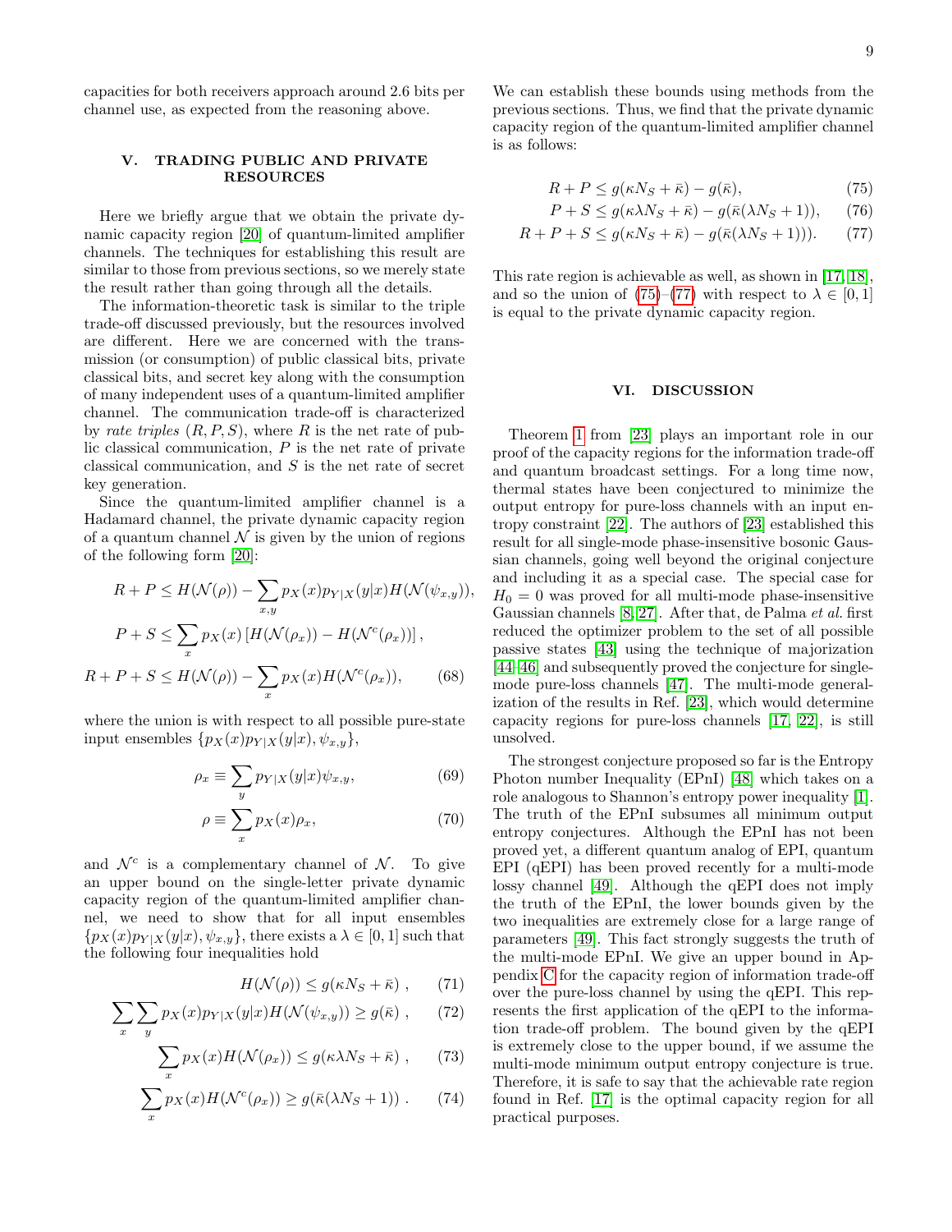capacities for both receivers approach around 2.6 bits per channel use, as expected from the reasoning above.

## V. TRADING PUBLIC AND PRIVATE RESOURCES

Here we briefly argue that we obtain the private dynamic capacity region [20] of quantum-limited amplifier channels. The techniques for establishing this result are similar to those from previous sections, so we merely state the result rather than going through all the details.

The information-theoretic task is similar to the triple trade-off discussed previously, but the resources involved are different. Here we are concerned with the transmission (or consumption) of public classical bits, private classical bits, and secret key along with the consumption of many independent uses of a quantum-limited amplifier channel. The communication trade-off is characterized by *rate triples* $(R, P, S)$, where $R$ is the net rate of public classical communication, $P$ is the net rate of private classical communication, and $S$ is the net rate of secret key generation.

Since the quantum-limited amplifier channel is a Hadamard channel, the private dynamic capacity region of a quantum channel $\mathcal{N}$ is given by the union of regions of the following form [20]:

$$
\begin{aligned}
R + P &\leq H(\mathcal{N}(\rho)) - \sum_{x,y} p_X(x) p_{Y|X}(y|x) H(\mathcal{N}(\psi_{x,y})), \\
P + S &\leq \sum_x p_X(x) \left[ H(\mathcal{N}(\rho_x)) - H(\mathcal{N}^c(\rho_x)) \right], \\
R + P + S &\leq H(\mathcal{N}(\rho)) - \sum_x p_X(x) H(\mathcal{N}^c(\rho_x)),
\end{aligned} \tag{68}
$$

where the union is with respect to all possible pure-state input ensembles $\{p_X(x)p_{Y|X}(y|x), \psi_{x,y}\}$,

$$
\rho_x \equiv \sum_y p_{Y|X}(y|x) \psi_{x,y}, \tag{69}
$$

$$
\rho \equiv \sum_x p_X(x) \rho_x, \tag{70}
$$

and $\mathcal{N}^c$ is a complementary channel of $\mathcal{N}$. To give an upper bound on the single-letter private dynamic capacity region of the quantum-limited amplifier channel, we need to show that for all input ensembles $\{p_X(x)p_{Y|X}(y|x), \psi_{x,y}\}$, there exists a $\lambda \in [0, 1]$ such that the following four inequalities hold

$$
H(\mathcal{N}(\rho)) \leq g(\kappa N_S + \bar{\kappa}) , \tag{71}
$$

$$
\sum_x \sum_y p_X(x) p_{Y|X}(y|x) H(\mathcal{N}(\psi_{x,y})) \geq g(\bar{\kappa}) , \tag{72}
$$

$$
\sum_x p_X(x) H(\mathcal{N}(\rho_x)) \leq g(\kappa \lambda N_S + \bar{\kappa}) , \tag{73}
$$

$$
\sum_x p_X(x) H(\mathcal{N}^c(\rho_x)) \geq g(\bar{\kappa}(\lambda N_S + 1)) . \tag{74}
$$

We can establish these bounds using methods from the previous sections. Thus, we find that the private dynamic capacity region of the quantum-limited amplifier channel is as follows:

$$
R + P \leq g(\kappa N_S + \bar{\kappa}) - g(\bar{\kappa}), \tag{75}
$$

$$
P + S \leq g(\kappa \lambda N_S + \bar{\kappa}) - g(\bar{\kappa}(\lambda N_S + 1)), \tag{76}
$$

$$
R + P + S \leq g(\kappa N_S + \bar{\kappa}) - g(\bar{\kappa}(\lambda N_S + 1))). \tag{77}
$$

This rate region is achievable as well, as shown in [17, 18], and so the union of (75)–(77) with respect to $\lambda \in [0, 1]$ is equal to the private dynamic capacity region.

## VI. DISCUSSION

Theorem 1 from [23] plays an important role in our proof of the capacity regions for the information trade-off and quantum broadcast settings. For a long time now, thermal states have been conjectured to minimize the output entropy for pure-loss channels with an input entropy constraint [22]. The authors of [23] established this result for all single-mode phase-insensitive bosonic Gaussian channels, going well beyond the original conjecture and including it as a special case. The special case for $H_0 = 0$ was proved for all multi-mode phase-insensitive Gaussian channels [8, 27]. After that, de Palma *et al.* first reduced the optimizer problem to the set of all possible passive states [43] using the technique of majorization [44–46] and subsequently proved the conjecture for single-mode pure-loss channels [47]. The multi-mode generalization of the results in Ref. [23], which would determine capacity regions for pure-loss channels [17, 22], is still unsolved.

The strongest conjecture proposed so far is the Entropy Photon number Inequality (EPnI) [48] which takes on a role analogous to Shannon's entropy power inequality [1]. The truth of the EPnI subsumes all minimum output entropy conjectures. Although the EPnI has not been proved yet, a different quantum analog of EPI, quantum EPI (qEPI) has been proved recently for a multi-mode lossy channel [49]. Although the qEPI does not imply the truth of the EPnI, the lower bounds given by the two inequalities are extremely close for a large range of parameters [49]. This fact strongly suggests the truth of the multi-mode EPnI. We give an upper bound in Appendix C for the capacity region of information trade-off over the pure-loss channel by using the qEPI. This represents the first application of the qEPI to the information trade-off problem. The bound given by the qEPI is extremely close to the upper bound, if we assume the multi-mode minimum output entropy conjecture is true. Therefore, it is safe to say that the achievable rate region found in Ref. [17] is the optimal capacity region for all practical purposes.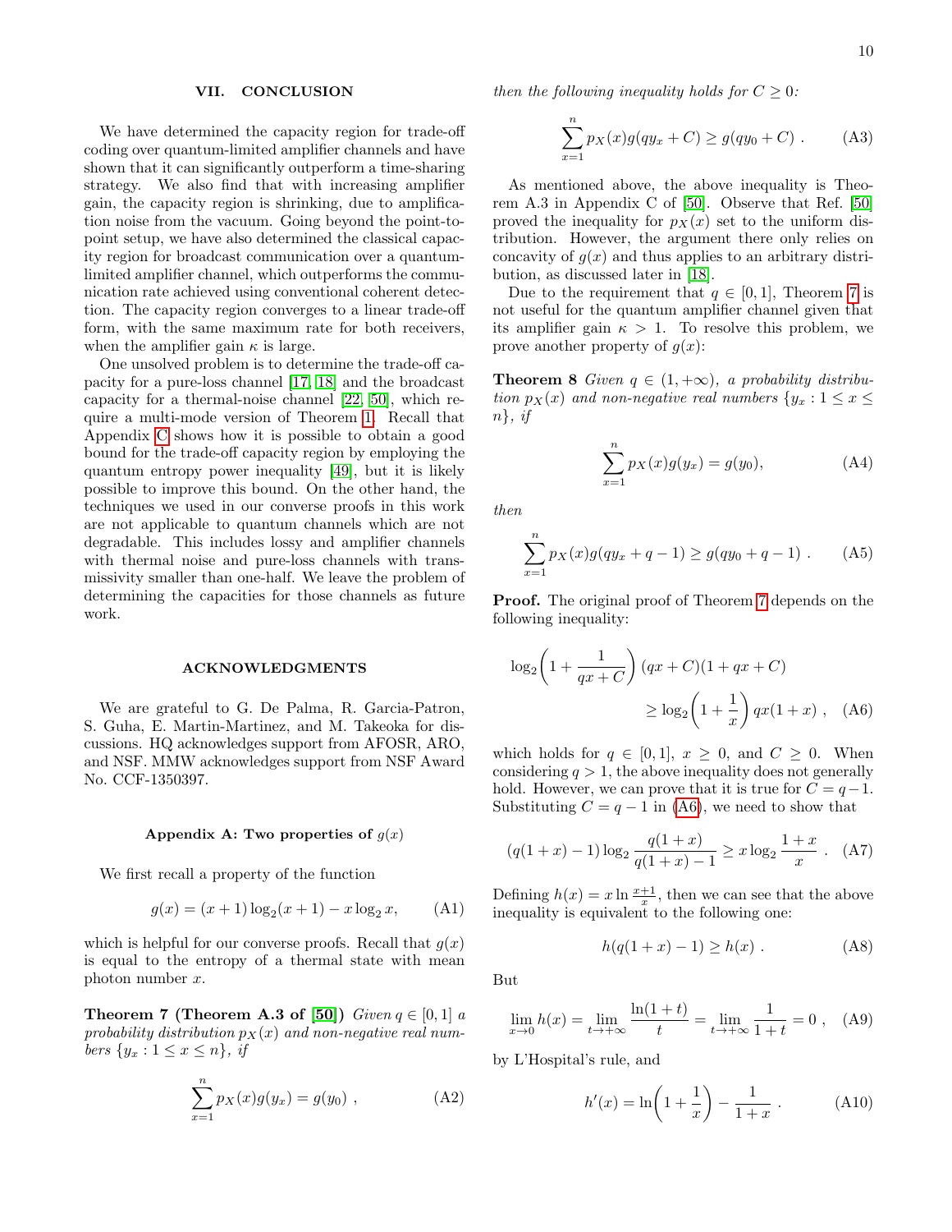## VII. CONCLUSION

We have determined the capacity region for trade-off coding over quantum-limited amplifier channels and have shown that it can significantly outperform a time-sharing strategy. We also find that with increasing amplifier gain, the capacity region is shrinking, due to amplification noise from the vacuum. Going beyond the point-to-point setup, we have also determined the classical capacity region for broadcast communication over a quantum-limited amplifier channel, which outperforms the communication rate achieved using conventional coherent detection. The capacity region converges to a linear trade-off form, with the same maximum rate for both receivers, when the amplifier gain $\kappa$ is large.

One unsolved problem is to determine the trade-off capacity for a pure-loss channel [17, 18] and the broadcast capacity for a thermal-noise channel [22, 50], which require a multi-mode version of Theorem 1. Recall that Appendix C shows how it is possible to obtain a good bound for the trade-off capacity region by employing the quantum entropy power inequality [49], but it is likely possible to improve this bound. On the other hand, the techniques we used in our converse proofs in this work are not applicable to quantum channels which are not degradable. This includes lossy and amplifier channels with thermal noise and pure-loss channels with transmissivity smaller than one-half. We leave the problem of determining the capacities for those channels as future work.

## ACKNOWLEDGMENTS

We are grateful to G. De Palma, R. Garcia-Patron, S. Guha, E. Martin-Martinez, and M. Takeoka for discussions. HQ acknowledges support from AFOSR, ARO, and NSF. MMW acknowledges support from NSF Award No. CCF-1350397.

### Appendix A: Two properties of $g(x)$

We first recall a property of the function

$$g(x) = (x+1)\log_2(x+1) - x\log_2 x, \tag{A1}$$

which is helpful for our converse proofs. Recall that $g(x)$ is equal to the entropy of a thermal state with mean photon number $x$.

**Theorem 7 (Theorem A.3 of [50])** *Given $q \in [0,1]$ a probability distribution $p_X(x)$ and non-negative real numbers $\{y_x : 1 \le x \le n\}$, if*

$$\sum_{x=1}^{n} p_X(x) g(y_x) = g(y_0) \ , \tag{A2}$$

*then the following inequality holds for $C \ge 0$:*

$$\sum_{x=1}^{n} p_X(x) g(q y_x + C) \ge g(q y_0 + C) \ . \tag{A3}$$

As mentioned above, the above inequality is Theorem A.3 in Appendix C of [50]. Observe that Ref. [50] proved the inequality for $p_X(x)$ set to the uniform distribution. However, the argument there only relies on concavity of $g(x)$ and thus applies to an arbitrary distribution, as discussed later in [18].

Due to the requirement that $q \in [0,1]$, Theorem 7 is not useful for the quantum amplifier channel given that its amplifier gain $\kappa > 1$. To resolve this problem, we prove another property of $g(x)$:

**Theorem 8** *Given $q \in (1, +\infty)$, a probability distribution $p_X(x)$ and non-negative real numbers $\{y_x : 1 \le x \le n\}$, if*

$$\sum_{x=1}^{n} p_X(x) g(y_x) = g(y_0), \tag{A4}$$

*then*

$$\sum_{x=1}^{n} p_X(x) g(q y_x + q - 1) \ge g(q y_0 + q - 1) \ . \tag{A5}$$

**Proof.** The original proof of Theorem 7 depends on the following inequality:

$$\log_2\left(1 + \frac{1}{qx + C}\right)(qx + C)(1 + qx + C) \ge \log_2\left(1 + \frac{1}{x}\right) qx(1+x) \ , \tag{A6}$$

which holds for $q \in [0,1]$, $x \ge 0$, and $C \ge 0$. When considering $q > 1$, the above inequality does not generally hold. However, we can prove that it is true for $C = q-1$. Substituting $C = q-1$ in (A6), we need to show that

$$(q(1+x) - 1)\log_2 \frac{q(1+x)}{q(1+x) - 1} \ge x \log_2 \frac{1+x}{x} \ . \tag{A7}$$

Defining $h(x) = x \ln \frac{x+1}{x}$, then we can see that the above inequality is equivalent to the following one:

$$h(q(1+x) - 1) \ge h(x) \ . \tag{A8}$$

But

$$\lim_{x \to 0} h(x) = \lim_{t \to +\infty} \frac{\ln(1+t)}{t} = \lim_{t \to +\infty} \frac{1}{1+t} = 0 \ , \tag{A9}$$

by L'Hospital's rule, and

$$h'(x) = \ln\left(1 + \frac{1}{x}\right) - \frac{1}{1+x} \ . \tag{A10}$$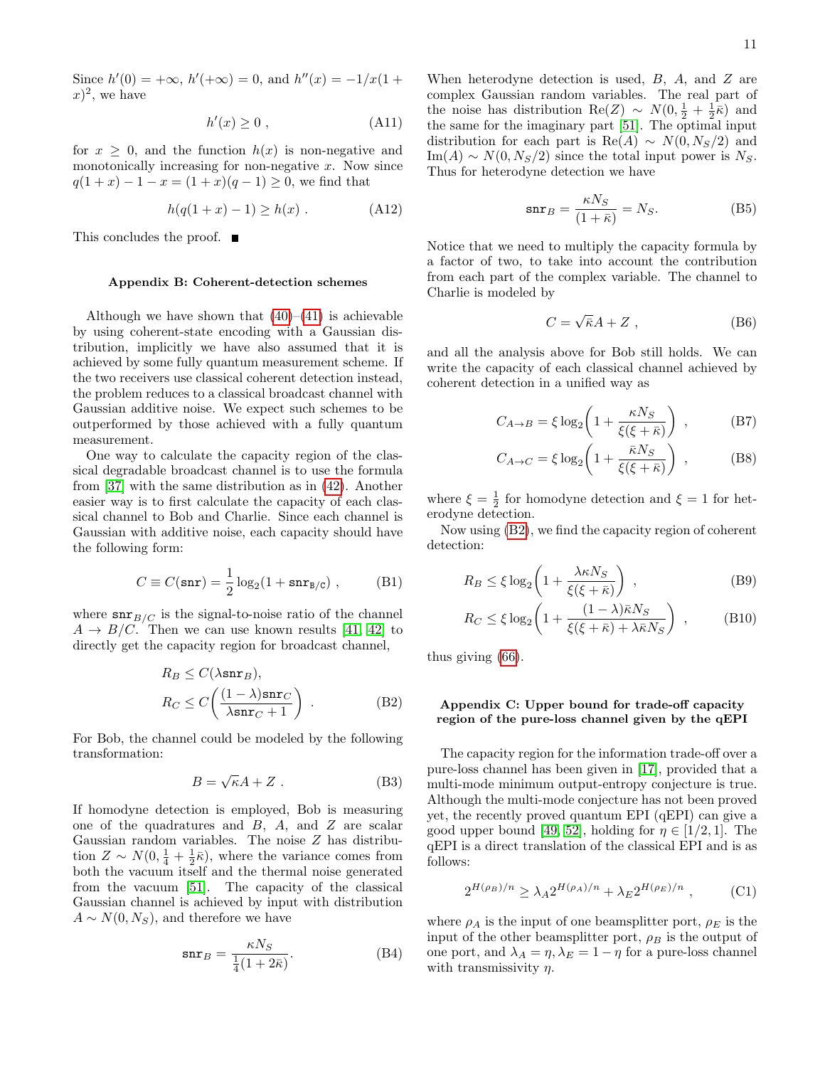Since $h'(0) = +\infty$, $h'(+\infty) = 0$, and $h''(x) = -1/x(1+x)^2$, we have

$$h'(x) \geq 0 \ , \tag{A11}$$

for $x \geq 0$, and the function $h(x)$ is non-negative and monotonically increasing for non-negative $x$. Now since $q(1+x) - 1 - x = (1+x)(q-1) \geq 0$, we find that

$$h(q(1+x) - 1) \geq h(x) \ . \tag{A12}$$

This concludes the proof. ■

### Appendix B: Coherent-detection schemes

Although we have shown that (40)–(41) is achievable by using coherent-state encoding with a Gaussian distribution, implicitly we have also assumed that it is achieved by some fully quantum measurement scheme. If the two receivers use classical coherent detection instead, the problem reduces to a classical broadcast channel with Gaussian additive noise. We expect such schemes to be outperformed by those achieved with a fully quantum measurement.

One way to calculate the capacity region of the classical degradable broadcast channel is to use the formula from [37] with the same distribution as in (42). Another easier way is to first calculate the capacity of each classical channel to Bob and Charlie. Since each channel is Gaussian with additive noise, each capacity should have the following form:

$$C \equiv C(\mathtt{snr}) = \frac{1}{2}\log_2(1 + \mathtt{snr}_{\mathtt{B/C}}) \ , \tag{B1}$$

where $\mathtt{snr}_{B/C}$ is the signal-to-noise ratio of the channel $A \to B/C$. Then we can use known results [41, 42] to directly get the capacity region for broadcast channel,

$$\begin{aligned} R_B &\leq C(\lambda \mathtt{snr}_B), \\ R_C &\leq C\left(\frac{(1-\lambda)\mathtt{snr}_C}{\lambda \mathtt{snr}_C + 1}\right) \ . \end{aligned} \tag{B2}$$

For Bob, the channel could be modeled by the following transformation:

$$B = \sqrt{\kappa} A + Z \ . \tag{B3}$$

If homodyne detection is employed, Bob is measuring one of the quadratures and $B$, $A$, and $Z$ are scalar Gaussian random variables. The noise $Z$ has distribution $Z \sim N(0, \frac{1}{4} + \frac{1}{2}\bar{\kappa})$, where the variance comes from both the vacuum itself and the thermal noise generated from the vacuum [51]. The capacity of the classical Gaussian channel is achieved by input with distribution $A \sim N(0, N_S)$, and therefore we have

$$\mathtt{snr}_B = \frac{\kappa N_S}{\frac{1}{4}(1 + 2\bar{\kappa})}. \tag{B4}$$

When heterodyne detection is used, $B$, $A$, and $Z$ are complex Gaussian random variables. The real part of the noise has distribution $\mathrm{Re}(Z) \sim N(0, \frac{1}{2} + \frac{1}{2}\bar{\kappa})$ and the same for the imaginary part [51]. The optimal input distribution for each part is $\mathrm{Re}(A) \sim N(0, N_S/2)$ and $\mathrm{Im}(A) \sim N(0, N_S/2)$ since the total input power is $N_S$. Thus for heterodyne detection we have

$$\mathtt{snr}_B = \frac{\kappa N_S}{(1 + \bar{\kappa})} = N_S. \tag{B5}$$

Notice that we need to multiply the capacity formula by a factor of two, to take into account the contribution from each part of the complex variable. The channel to Charlie is modeled by

$$C = \sqrt{\bar{\kappa}} A + Z \ , \tag{B6}$$

and all the analysis above for Bob still holds. We can write the capacity of each classical channel achieved by coherent detection in a unified way as

$$C_{A\to B} = \xi \log_2\left(1 + \frac{\kappa N_S}{\xi(\xi + \bar{\kappa})}\right) \ , \tag{B7}$$

$$C_{A\to C} = \xi \log_2\left(1 + \frac{\bar{\kappa} N_S}{\xi(\xi + \bar{\kappa})}\right) \ , \tag{B8}$$

where $\xi = \frac{1}{2}$ for homodyne detection and $\xi = 1$ for heterodyne detection.

Now using (B2), we find the capacity region of coherent detection:

$$R_B \leq \xi \log_2\left(1 + \frac{\lambda \kappa N_S}{\xi(\xi + \bar{\kappa})}\right) \ , \tag{B9}$$

$$R_C \leq \xi \log_2\left(1 + \frac{(1-\lambda)\bar{\kappa} N_S}{\xi(\xi + \bar{\kappa}) + \lambda \bar{\kappa} N_S}\right) \ , \tag{B10}$$

thus giving (66).

### Appendix C: Upper bound for trade-off capacity region of the pure-loss channel given by the qEPI

The capacity region for the information trade-off over a pure-loss channel has been given in [17], provided that a multi-mode minimum output-entropy conjecture is true. Although the multi-mode conjecture has not been proved yet, the recently proved quantum EPI (qEPI) can give a good upper bound [49, 52], holding for $\eta \in [1/2, 1]$. The qEPI is a direct translation of the classical EPI and is as follows:

$$2^{H(\rho_B)/n} \geq \lambda_A 2^{H(\rho_A)/n} + \lambda_E 2^{H(\rho_E)/n} \ , \tag{C1}$$

where $\rho_A$ is the input of one beamsplitter port, $\rho_E$ is the input of the other beamsplitter port, $\rho_B$ is the output of one port, and $\lambda_A = \eta, \lambda_E = 1 - \eta$ for a pure-loss channel with transmissivity $\eta$.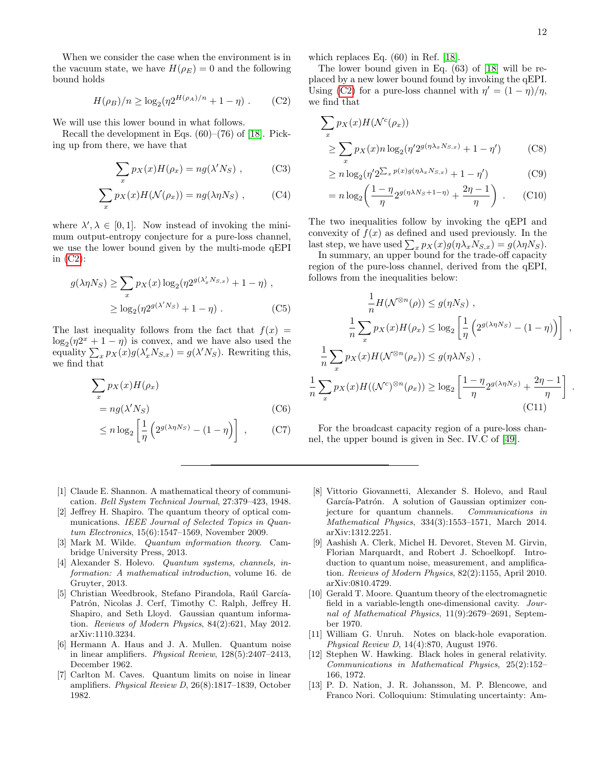When we consider the case when the environment is in the vacuum state, we have $H(\rho_E) = 0$ and the following bound holds

$$H(\rho_B)/n \geq \log_2(\eta 2^{H(\rho_A)/n} + 1 - \eta) \ . \tag{C2}$$

We will use this lower bound in what follows.

Recall the development in Eqs. (60)–(76) of [18]. Picking up from there, we have that

$$\sum_x p_X(x) H(\rho_x) = n g(\lambda' N_S) \ , \tag{C3}$$

$$\sum_x p_X(x) H(\mathcal{N}(\rho_x)) = n g(\lambda \eta N_S) \ , \tag{C4}$$

where $\lambda', \lambda \in [0, 1]$. Now instead of invoking the minimum output-entropy conjecture for a pure-loss channel, we use the lower bound given by the multi-mode qEPI in (C2):

$$\begin{aligned} g(\lambda \eta N_S) &\geq \sum_x p_X(x) \log_2(\eta 2^{g(\lambda'_x N_{S,x})} + 1 - \eta) \ , \\ &\geq \log_2(\eta 2^{g(\lambda' N_S)} + 1 - \eta) \ . \end{aligned} \tag{C5}$$

The last inequality follows from the fact that $f(x) = \log_2(\eta 2^x + 1 - \eta)$ is convex, and we have also used the equality $\sum_x p_X(x) g(\lambda'_x N_{S,x}) = g(\lambda' N_S)$. Rewriting this, we find that

$$\begin{aligned} &\sum_x p_X(x) H(\rho_x) \\ &= n g(\lambda' N_S) \qquad \text{(C6)} \\ &\leq n \log_2 \left[ \frac{1}{\eta} \left( 2^{g(\lambda \eta N_S)} - (1 - \eta) \right) \right] \ , \qquad \text{(C7)} \end{aligned}$$

which replaces Eq. (60) in Ref. [18].

The lower bound given in Eq. (63) of [18] will be replaced by a new lower bound found by invoking the qEPI. Using (C2) for a pure-loss channel with $\eta' = (1 - \eta)/\eta$, we find that

$$\begin{aligned} &\sum_x p_X(x) H(\mathcal{N}^c(\rho_x)) \\ &\geq \sum_x p_X(x) n \log_2(\eta' 2^{g(\eta \lambda_x N_{S,x})} + 1 - \eta') \qquad \text{(C8)} \\ &\geq n \log_2(\eta' 2^{\sum_x p(x) g(\eta \lambda_x N_{S,x})} + 1 - \eta') \qquad \text{(C9)} \\ &= n \log_2 \left( \frac{1 - \eta}{\eta} 2^{g(\eta \lambda N_S + 1 - \eta)} + \frac{2\eta - 1}{\eta} \right) \ . \qquad \text{(C10)} \end{aligned}$$

The two inequalities follow by invoking the qEPI and convexity of $f(x)$ as defined and used previously. In the last step, we have used $\sum_x p_X(x) g(\eta \lambda_x N_{S,x}) = g(\lambda \eta N_S)$.

In summary, an upper bound for the trade-off capacity region of the pure-loss channel, derived from the qEPI, follows from the inequalities below:

$$\begin{aligned} \frac{1}{n} H(\mathcal{N}^{\otimes n}(\rho)) &\leq g(\eta N_S) \ , \\ \frac{1}{n} \sum_x p_X(x) H(\rho_x) &\leq \log_2 \left[ \frac{1}{\eta} \left( 2^{g(\lambda \eta N_S)} - (1 - \eta) \right) \right] \ , \\ \frac{1}{n} \sum_x p_X(x) H(\mathcal{N}^{\otimes n}(\rho_x)) &\leq g(\eta \lambda N_S) \ , \\ \frac{1}{n} \sum_x p_X(x) H((\mathcal{N}^c)^{\otimes n}(\rho_x)) &\geq \log_2 \left[ \frac{1 - \eta}{\eta} 2^{g(\lambda \eta N_S)} + \frac{2\eta - 1}{\eta} \right] \ . \end{aligned} \tag{C11}$$

For the broadcast capacity region of a pure-loss channel, the upper bound is given in Sec. IV.C of [49].

---

[1] Claude E. Shannon. A mathematical theory of communication. *Bell System Technical Journal*, 27:379–423, 1948.

[2] Jeffrey H. Shapiro. The quantum theory of optical communications. *IEEE Journal of Selected Topics in Quantum Electronics*, 15(6):1547–1569, November 2009.

[3] Mark M. Wilde. *Quantum information theory*. Cambridge University Press, 2013.

[4] Alexander S. Holevo. *Quantum systems, channels, information: A mathematical introduction*, volume 16. de Gruyter, 2013.

[5] Christian Weedbrook, Stefano Pirandola, Raúl García-Patrón, Nicolas J. Cerf, Timothy C. Ralph, Jeffrey H. Shapiro, and Seth Lloyd. Gaussian quantum information. *Reviews of Modern Physics*, 84(2):621, May 2012. arXiv:1110.3234.

[6] Hermann A. Haus and J. A. Mullen. Quantum noise in linear amplifiers. *Physical Review*, 128(5):2407–2413, December 1962.

[7] Carlton M. Caves. Quantum limits on noise in linear amplifiers. *Physical Review D*, 26(8):1817–1839, October 1982.

[8] Vittorio Giovannetti, Alexander S. Holevo, and Raul García-Patrón. A solution of Gaussian optimizer conjecture for quantum channels. *Communications in Mathematical Physics*, 334(3):1553–1571, March 2014. arXiv:1312.2251.

[9] Aashish A. Clerk, Michel H. Devoret, Steven M. Girvin, Florian Marquardt, and Robert J. Schoelkopf. Introduction to quantum noise, measurement, and amplification. *Reviews of Modern Physics*, 82(2):1155, April 2010. arXiv:0810.4729.

[10] Gerald T. Moore. Quantum theory of the electromagnetic field in a variable-length one-dimensional cavity. *Journal of Mathematical Physics*, 11(9):2679–2691, September 1970.

[11] William G. Unruh. Notes on black-hole evaporation. *Physical Review D*, 14(4):870, August 1976.

[12] Stephen W. Hawking. Black holes in general relativity. *Communications in Mathematical Physics*, 25(2):152–166, 1972.

[13] P. D. Nation, J. R. Johansson, M. P. Blencowe, and Franco Nori. Colloquium: Stimulating uncertainty: Am-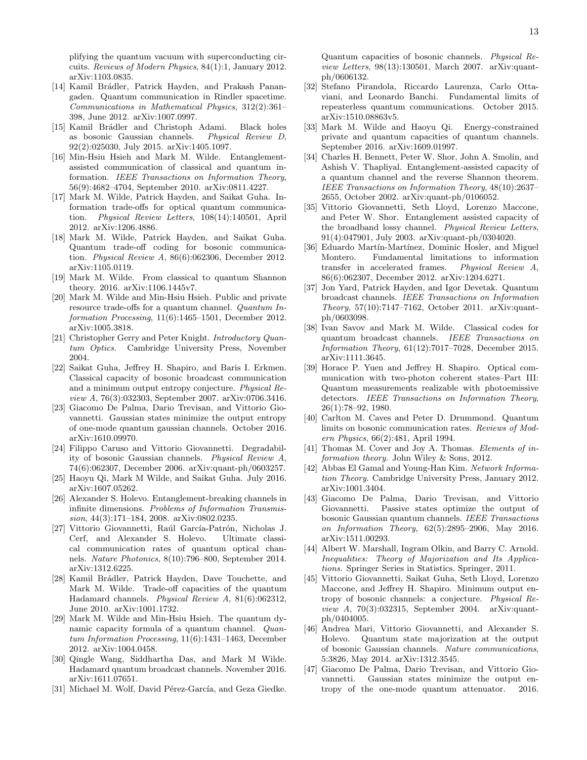plifying the quantum vacuum with superconducting circuits. *Reviews of Modern Physics*, 84(1):1, January 2012. arXiv:1103.0835.

[14] Kamil Brádler, Patrick Hayden, and Prakash Panangaden. Quantum communication in Rindler spacetime. *Communications in Mathematical Physics*, 312(2):361–398, June 2012. arXiv:1007.0997.

[15] Kamil Brádler and Christoph Adami. Black holes as bosonic Gaussian channels. *Physical Review D*, 92(2):025030, July 2015. arXiv:1405.1097.

[16] Min-Hsiu Hsieh and Mark M. Wilde. Entanglement-assisted communication of classical and quantum information. *IEEE Transactions on Information Theory*, 56(9):4682–4704, September 2010. arXiv:0811.4227.

[17] Mark M. Wilde, Patrick Hayden, and Saikat Guha. Information trade-offs for optical quantum communication. *Physical Review Letters*, 108(14):140501, April 2012. arXiv:1206.4886.

[18] Mark M. Wilde, Patrick Hayden, and Saikat Guha. Quantum trade-off coding for bosonic communication. *Physical Review A*, 86(6):062306, December 2012. arXiv:1105.0119.

[19] Mark M. Wilde. From classical to quantum Shannon theory. 2016. arXiv:1106.1445v7.

[20] Mark M. Wilde and Min-Hsiu Hsieh. Public and private resource trade-offs for a quantum channel. *Quantum Information Processing*, 11(6):1465–1501, December 2012. arXiv:1005.3818.

[21] Christopher Gerry and Peter Knight. *Introductory Quantum Optics*. Cambridge University Press, November 2004.

[22] Saikat Guha, Jeffrey H. Shapiro, and Baris I. Erkmen. Classical capacity of bosonic broadcast communication and a minimum output entropy conjecture. *Physical Review A*, 76(3):032303, September 2007. arXiv:0706.3416.

[23] Giacomo De Palma, Dario Trevisan, and Vittorio Giovannetti. Gaussian states minimize the output entropy of one-mode quantum gaussian channels. October 2016. arXiv:1610.09970.

[24] Filippo Caruso and Vittorio Giovannetti. Degradability of bosonic Gaussian channels. *Physical Review A*, 74(6):062307, December 2006. arXiv:quant-ph/0603257.

[25] Haoyu Qi, Mark M Wilde, and Saikat Guha. July 2016. arXiv:1607.05262.

[26] Alexander S. Holevo. Entanglement-breaking channels in infinite dimensions. *Problems of Information Transmission*, 44(3):171–184, 2008. arXiv:0802.0235.

[27] Vittorio Giovannetti, Raúl García-Patrón, Nicholas J. Cerf, and Alexander S. Holevo. Ultimate classical communication rates of quantum optical channels. *Nature Photonics*, 8(10):796–800, September 2014. arXiv:1312.6225.

[28] Kamil Brádler, Patrick Hayden, Dave Touchette, and Mark M. Wilde. Trade-off capacities of the quantum Hadamard channels. *Physical Review A*, 81(6):062312, June 2010. arXiv:1001.1732.

[29] Mark M. Wilde and Min-Hsiu Hsieh. The quantum dynamic capacity formula of a quantum channel. *Quantum Information Processing*, 11(6):1431–1463, December 2012. arXiv:1004.0458.

[30] Qingle Wang, Siddhartha Das, and Mark M Wilde. Hadamard quantum broadcast channels. November 2016. arXiv:1611.07651.

[31] Michael M. Wolf, David Pérez-García, and Geza Giedke. Quantum capacities of bosonic channels. *Physical Review Letters*, 98(13):130501, March 2007. arXiv:quant-ph/0606132.

[32] Stefano Pirandola, Riccardo Laurenza, Carlo Ottaviani, and Leonardo Banchi. Fundamental limits of repeaterless quantum communications. October 2015. arXiv:1510.08863v5.

[33] Mark M. Wilde and Haoyu Qi. Energy-constrained private and quantum capacities of quantum channels. September 2016. arXiv:1609.01997.

[34] Charles H. Bennett, Peter W. Shor, John A. Smolin, and Ashish V. Thapliyal. Entanglement-assisted capacity of a quantum channel and the reverse Shannon theorem. *IEEE Transactions on Information Theory*, 48(10):2637–2655, October 2002. arXiv:quant-ph/0106052.

[35] Vittorio Giovannetti, Seth Lloyd, Lorenzo Maccone, and Peter W. Shor. Entanglement assisted capacity of the broadband lossy channel. *Physical Review Letters*, 91(4):047901, July 2003. arXiv:quant-ph/0304020.

[36] Eduardo Martín-Martínez, Dominic Hosler, and Miguel Montero. Fundamental limitations to information transfer in accelerated frames. *Physical Review A*, 86(6):062307, December 2012. arXiv:1204.6271.

[37] Jon Yard, Patrick Hayden, and Igor Devetak. Quantum broadcast channels. *IEEE Transactions on Information Theory*, 57(10):7147–7162, October 2011. arXiv:quant-ph/0603098.

[38] Ivan Savov and Mark M. Wilde. Classical codes for quantum broadcast channels. *IEEE Transactions on Information Theory*, 61(12):7017–7028, December 2015. arXiv:1111.3645.

[39] Horace P. Yuen and Jeffrey H. Shapiro. Optical communication with two-photon coherent states–Part III: Quantum measurements realizable with photoemissive detectors. *IEEE Transactions on Information Theory*, 26(1):78–92, 1980.

[40] Carlton M. Caves and Peter D. Drummond. Quantum limits on bosonic communication rates. *Reviews of Modern Physics*, 66(2):481, April 1994.

[41] Thomas M. Cover and Joy A. Thomas. *Elements of information theory*. John Wiley & Sons, 2012.

[42] Abbas El Gamal and Young-Han Kim. *Network Information Theory*. Cambridge University Press, January 2012. arXiv:1001.3404.

[43] Giacomo De Palma, Dario Trevisan, and Vittorio Giovannetti. Passive states optimize the output of bosonic Gaussian quantum channels. *IEEE Transactions on Information Theory*, 62(5):2895–2906, May 2016. arXiv:1511.00293.

[44] Albert W. Marshall, Ingram Olkin, and Barry C. Arnold. *Inequalities: Theory of Majorization and Its Applications*. Springer Series in Statistics. Springer, 2011.

[45] Vittorio Giovannetti, Saikat Guha, Seth Lloyd, Lorenzo Maccone, and Jeffrey H. Shapiro. Minimum output entropy of bosonic channels: a conjecture. *Physical Review A*, 70(3):032315, September 2004. arXiv:quant-ph/0404005.

[46] Andrea Mari, Vittorio Giovannetti, and Alexander S. Holevo. Quantum state majorization at the output of bosonic Gaussian channels. *Nature communications*, 5:3826, May 2014. arXiv:1312.3545.

[47] Giacomo De Palma, Dario Trevisan, and Vittorio Giovannetti. Gaussian states minimize the output entropy of the one-mode quantum attenuator. 2016.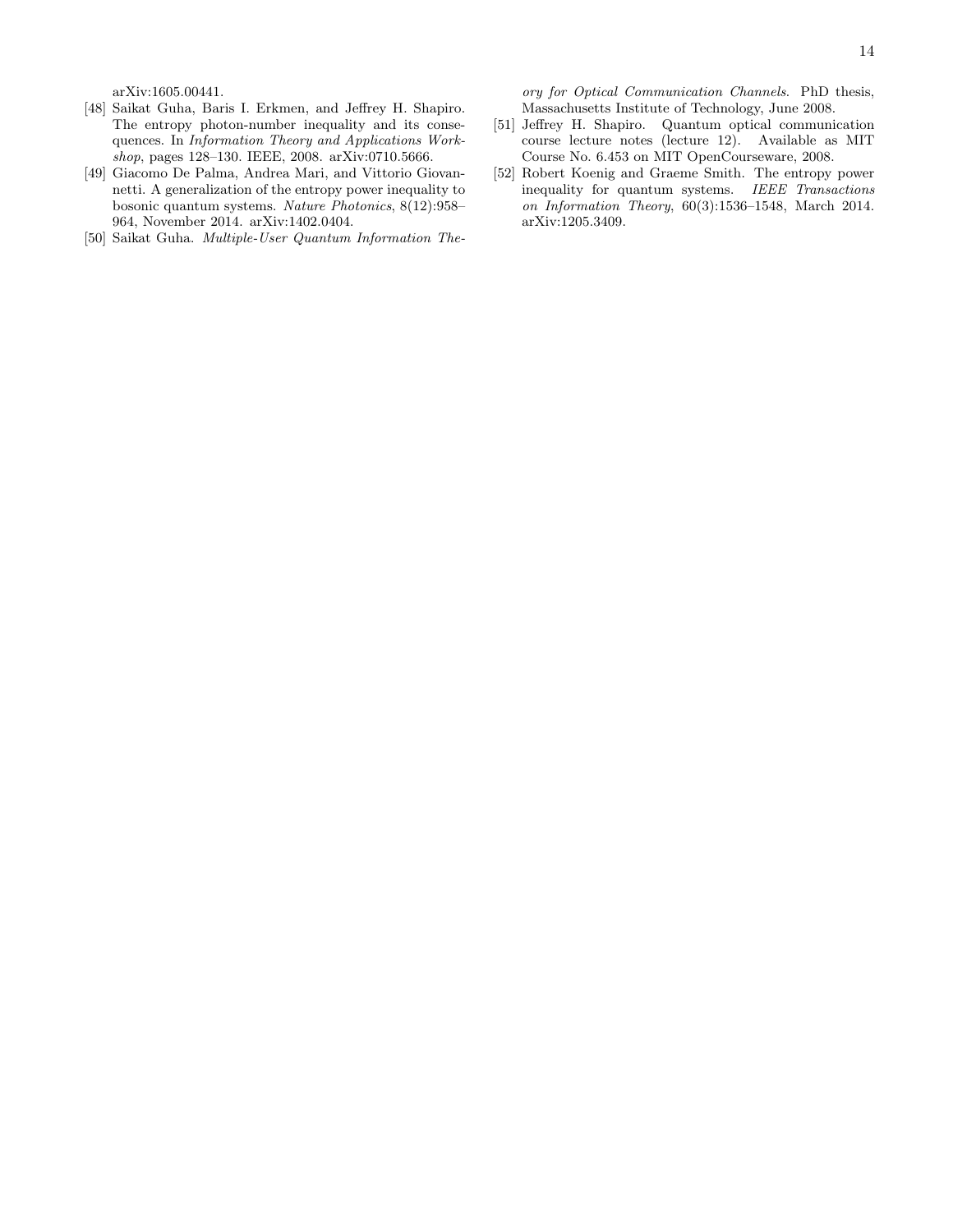arXiv:1605.00441.

[48] Saikat Guha, Baris I. Erkmen, and Jeffrey H. Shapiro. The entropy photon-number inequality and its consequences. In *Information Theory and Applications Workshop*, pages 128–130. IEEE, 2008. arXiv:0710.5666.

[49] Giacomo De Palma, Andrea Mari, and Vittorio Giovannetti. A generalization of the entropy power inequality to bosonic quantum systems. *Nature Photonics*, 8(12):958–964, November 2014. arXiv:1402.0404.

[50] Saikat Guha. *Multiple-User Quantum Information Theory for Optical Communication Channels*. PhD thesis, Massachusetts Institute of Technology, June 2008.

[51] Jeffrey H. Shapiro. Quantum optical communication course lecture notes (lecture 12). Available as MIT Course No. 6.453 on MIT OpenCourseware, 2008.

[52] Robert Koenig and Graeme Smith. The entropy power inequality for quantum systems. *IEEE Transactions on Information Theory*, 60(3):1536–1548, March 2014. arXiv:1205.3409.